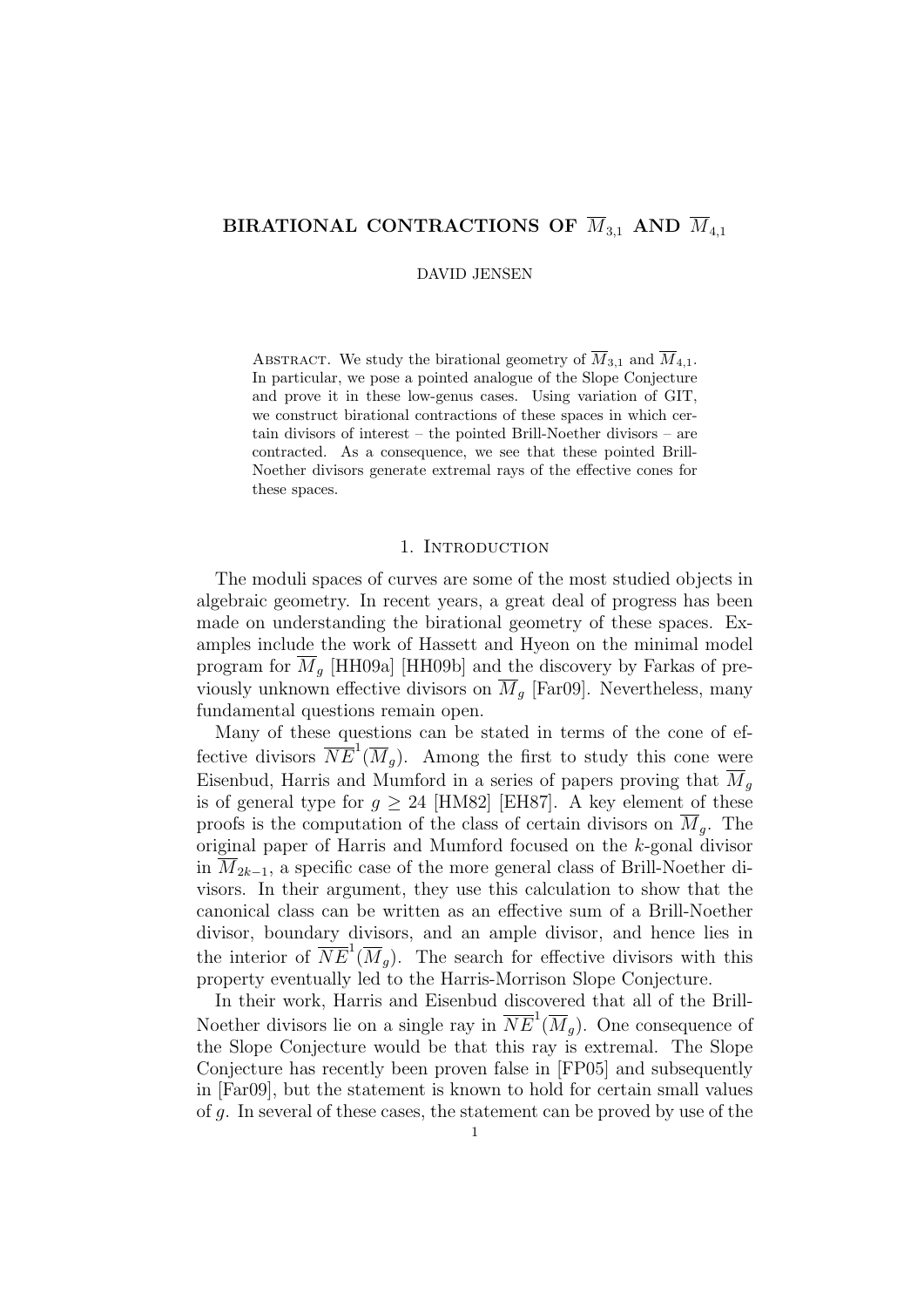# BIRATIONAL CONTRACTIONS OF $\overline{M}_{3,1}$ AND $\overline{M}_{4,1}$

DAVID JENSEN

ABSTRACT. We study the birational geometry of $\overline{M}_{3,1}$ and $\overline{M}_{4,1}$. In particular, we pose a pointed analogue of the Slope Conjecture and prove it in these low-genus cases. Using variation of GIT, we construct birational contractions of these spaces in which certain divisors of interest – the pointed Brill-Noether divisors – are contracted. As a consequence, we see that these pointed Brill-Noether divisors generate extremal rays of the effective cones for these spaces.

## 1. Introduction

The moduli spaces of curves are some of the most studied objects in algebraic geometry. In recent years, a great deal of progress has been made on understanding the birational geometry of these spaces. Examples include the work of Hassett and Hyeon on the minimal model program for $\overline{M}_g$ [HH09a] [HH09b] and the discovery by Farkas of previously unknown effective divisors on $\overline{M}_g$ [Far09]. Nevertheless, many fundamental questions remain open.

Many of these questions can be stated in terms of the cone of effective divisors $\overline{NE}^1(\overline{M}_g)$. Among the first to study this cone were Eisenbud, Harris and Mumford in a series of papers proving that $\overline{M}_g$ is of general type for $g \geq 24$ [HM82] [EH87]. A key element of these proofs is the computation of the class of certain divisors on $\overline{M}_g$. The original paper of Harris and Mumford focused on the $k$-gonal divisor in $\overline{M}_{2k-1}$, a specific case of the more general class of Brill-Noether divisors. In their argument, they use this calculation to show that the canonical class can be written as an effective sum of a Brill-Noether divisor, boundary divisors, and an ample divisor, and hence lies in the interior of $\overline{NE}^1(\overline{M}_g)$. The search for effective divisors with this property eventually led to the Harris-Morrison Slope Conjecture.

In their work, Harris and Eisenbud discovered that all of the Brill-Noether divisors lie on a single ray in $\overline{NE}^1(\overline{M}_g)$. One consequence of the Slope Conjecture would be that this ray is extremal. The Slope Conjecture has recently been proven false in [FP05] and subsequently in [Far09], but the statement is known to hold for certain small values of $g$. In several of these cases, the statement can be proved by use of the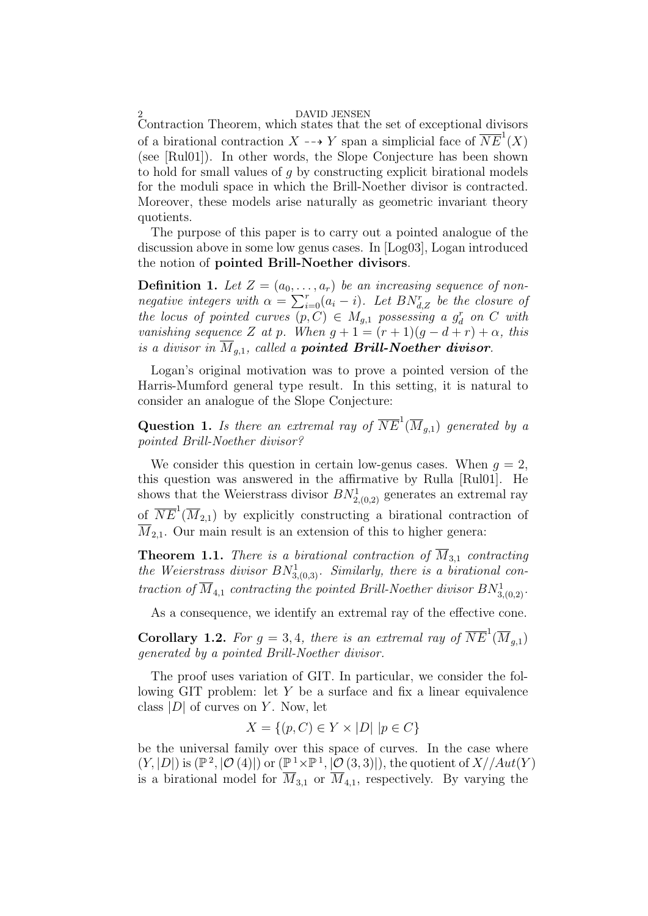Contraction Theorem, which states that the set of exceptional divisors of a birational contraction $X \dashrightarrow Y$ span a simplicial face of $\overline{NE}^1(X)$ (see [Rul01]). In other words, the Slope Conjecture has been shown to hold for small values of $g$ by constructing explicit birational models for the moduli space in which the Brill-Noether divisor is contracted. Moreover, these models arise naturally as geometric invariant theory quotients.

The purpose of this paper is to carry out a pointed analogue of the discussion above in some low genus cases. In [Log03], Logan introduced the notion of **pointed Brill-Noether divisors**.

**Definition 1.** *Let $Z = (a_0, \ldots, a_r)$ be an increasing sequence of non-negative integers with $\alpha = \sum_{i=0}^{r}(a_i - i)$. Let $BN^r_{d,Z}$ be the closure of the locus of pointed curves $(p, C) \in M_{g,1}$ possessing a $g^r_d$ on $C$ with vanishing sequence $Z$ at $p$. When $g + 1 = (r+1)(g - d + r) + \alpha$, this is a divisor in $\overline{M}_{g,1}$, called a* ***pointed Brill-Noether divisor****.*

Logan's original motivation was to prove a pointed version of the Harris-Mumford general type result. In this setting, it is natural to consider an analogue of the Slope Conjecture:

**Question 1.** *Is there an extremal ray of $\overline{NE}^1(\overline{M}_{g,1})$ generated by a pointed Brill-Noether divisor?*

We consider this question in certain low-genus cases. When $g = 2$, this question was answered in the affirmative by Rulla [Rul01]. He shows that the Weierstrass divisor $BN^1_{2,(0,2)}$ generates an extremal ray of $\overline{NE}^1(\overline{M}_{2,1})$ by explicitly constructing a birational contraction of $\overline{M}_{2,1}$. Our main result is an extension of this to higher genera:

**Theorem 1.1.** *There is a birational contraction of $\overline{M}_{3,1}$ contracting the Weierstrass divisor $BN^1_{3,(0,3)}$. Similarly, there is a birational contraction of $\overline{M}_{4,1}$ contracting the pointed Brill-Noether divisor $BN^1_{3,(0,2)}$.*

As a consequence, we identify an extremal ray of the effective cone.

**Corollary 1.2.** *For $g = 3, 4$, there is an extremal ray of $\overline{NE}^1(\overline{M}_{g,1})$ generated by a pointed Brill-Noether divisor.*

The proof uses variation of GIT. In particular, we consider the following GIT problem: let $Y$ be a surface and fix a linear equivalence class $|D|$ of curves on $Y$. Now, let

$$X = \{(p, C) \in Y \times |D| \mid p \in C\}$$

be the universal family over this space of curves. In the case where $(Y, |D|)$ is $(\mathbb{P}^2, |\mathcal{O}(4)|)$ or $(\mathbb{P}^1 \times \mathbb{P}^1, |\mathcal{O}(3,3)|)$, the quotient of $X//Aut(Y)$ is a birational model for $\overline{M}_{3,1}$ or $\overline{M}_{4,1}$, respectively. By varying the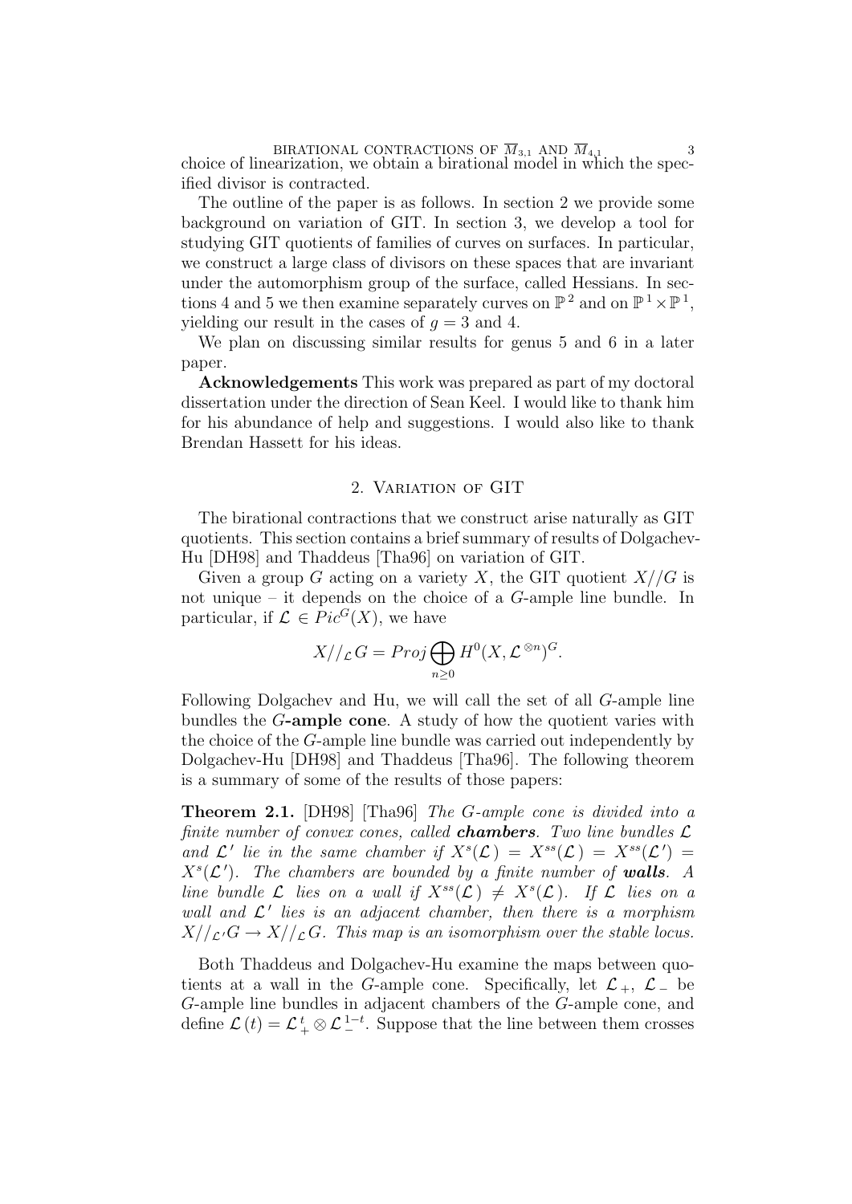choice of linearization, we obtain a birational model in which the specified divisor is contracted.

The outline of the paper is as follows. In section 2 we provide some background on variation of GIT. In section 3, we develop a tool for studying GIT quotients of families of curves on surfaces. In particular, we construct a large class of divisors on these spaces that are invariant under the automorphism group of the surface, called Hessians. In sections 4 and 5 we then examine separately curves on $\mathbb{P}^2$ and on $\mathbb{P}^1 \times \mathbb{P}^1$, yielding our result in the cases of $g = 3$ and 4.

We plan on discussing similar results for genus 5 and 6 in a later paper.

**Acknowledgements** This work was prepared as part of my doctoral dissertation under the direction of Sean Keel. I would like to thank him for his abundance of help and suggestions. I would also like to thank Brendan Hassett for his ideas.

## 2. Variation of GIT

The birational contractions that we construct arise naturally as GIT quotients. This section contains a brief summary of results of Dolgachev-Hu [DH98] and Thaddeus [Tha96] on variation of GIT.

Given a group $G$ acting on a variety $X$, the GIT quotient $X//G$ is not unique – it depends on the choice of a $G$-ample line bundle. In particular, if $\mathcal{L} \in Pic^G(X)$, we have

$$X//_{\mathcal{L}}G = Proj \bigoplus_{n \geq 0} H^0(X, \mathcal{L}^{\otimes n})^G.$$

Following Dolgachev and Hu, we will call the set of all $G$-ample line bundles the **$G$-ample cone**. A study of how the quotient varies with the choice of the $G$-ample line bundle was carried out independently by Dolgachev-Hu [DH98] and Thaddeus [Tha96]. The following theorem is a summary of some of the results of those papers:

**Theorem 2.1.** [DH98] [Tha96] *The $G$-ample cone is divided into a finite number of convex cones, called **chambers**. Two line bundles $\mathcal{L}$ and $\mathcal{L}'$ lie in the same chamber if $X^s(\mathcal{L}) = X^{ss}(\mathcal{L}) = X^{ss}(\mathcal{L}') = X^s(\mathcal{L}')$. The chambers are bounded by a finite number of **walls**. A line bundle $\mathcal{L}$ lies on a wall if $X^{ss}(\mathcal{L}) \neq X^s(\mathcal{L})$. If $\mathcal{L}$ lies on a wall and $\mathcal{L}'$ lies is an adjacent chamber, then there is a morphism $X//_{\mathcal{L}'}G \to X//_{\mathcal{L}}G$. This map is an isomorphism over the stable locus.*

Both Thaddeus and Dolgachev-Hu examine the maps between quotients at a wall in the $G$-ample cone. Specifically, let $\mathcal{L}_+$, $\mathcal{L}_-$ be $G$-ample line bundles in adjacent chambers of the $G$-ample cone, and define $\mathcal{L}(t) = \mathcal{L}_+^t \otimes \mathcal{L}_-^{1-t}$. Suppose that the line between them crosses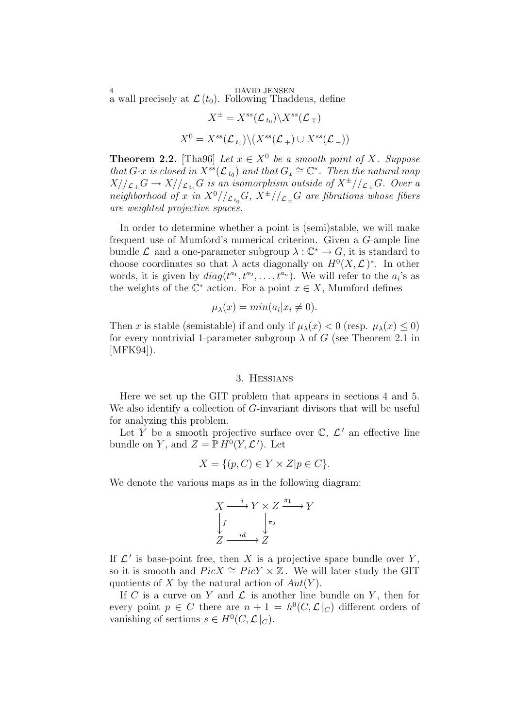a wall precisely at $\mathcal{L}(t_0)$. Following Thaddeus, define

$$X^{\pm} = X^{ss}(\mathcal{L}_{t_0}) \backslash X^{ss}(\mathcal{L}_{\mp})$$

$$X^0 = X^{ss}(\mathcal{L}_{t_0}) \backslash (X^{ss}(\mathcal{L}_+) \cup X^{ss}(\mathcal{L}_-))$$

**Theorem 2.2.** [Tha96] *Let $x \in X^0$ be a smooth point of $X$. Suppose that $G \cdot x$ is closed in $X^{ss}(\mathcal{L}_{t_0})$ and that $G_x \cong \mathbb{C}^*$. Then the natural map $X//_{\mathcal{L}_{\pm}} G \to X//_{\mathcal{L}_{t_0}} G$ is an isomorphism outside of $X^{\pm}//_{\mathcal{L}_{\pm}} G$. Over a neighborhood of $x$ in $X^0//_{\mathcal{L}_{t_0}} G$, $X^{\pm}//_{\mathcal{L}_{\pm}} G$ are fibrations whose fibers are weighted projective spaces.*

In order to determine whether a point is (semi)stable, we will make frequent use of Mumford's numerical criterion. Given a $G$-ample line bundle $\mathcal{L}$ and a one-parameter subgroup $\lambda : \mathbb{C}^* \to G$, it is standard to choose coordinates so that $\lambda$ acts diagonally on $H^0(X, \mathcal{L})^*$. In other words, it is given by $diag(t^{a_1}, t^{a_2}, \ldots, t^{a_n})$. We will refer to the $a_i$'s as the weights of the $\mathbb{C}^*$ action. For a point $x \in X$, Mumford defines

$$\mu_\lambda(x) = min(a_i | x_i \neq 0).$$

Then $x$ is stable (semistable) if and only if $\mu_\lambda(x) < 0$ (resp. $\mu_\lambda(x) \leq 0$) for every nontrivial 1-parameter subgroup $\lambda$ of $G$ (see Theorem 2.1 in [MFK94]).

## 3. Hessians

Here we set up the GIT problem that appears in sections 4 and 5. We also identify a collection of $G$-invariant divisors that will be useful for analyzing this problem.

Let $Y$ be a smooth projective surface over $\mathbb{C}$, $\mathcal{L}'$ an effective line bundle on $Y$, and $Z = \mathbb{P} H^0(Y, \mathcal{L}')$. Let

$$X = \{(p, C) \in Y \times Z | p \in C\}.$$

We denote the various maps as in the following diagram:

$$\begin{array}{ccccc} X & \xrightarrow{i} & Y \times Z & \xrightarrow{\pi_1} & Y \\ \downarrow f & & \downarrow \pi_2 & & \\ Z & \xrightarrow{id} & Z & & \end{array}$$

If $\mathcal{L}'$ is base-point free, then $X$ is a projective space bundle over $Y$, so it is smooth and $PicX \cong PicY \times \mathbb{Z}$. We will later study the GIT quotients of $X$ by the natural action of $Aut(Y)$.

If $C$ is a curve on $Y$ and $\mathcal{L}$ is another line bundle on $Y$, then for every point $p \in C$ there are $n + 1 = h^0(C, \mathcal{L}|_C)$ different orders of vanishing of sections $s \in H^0(C, \mathcal{L}|_C)$.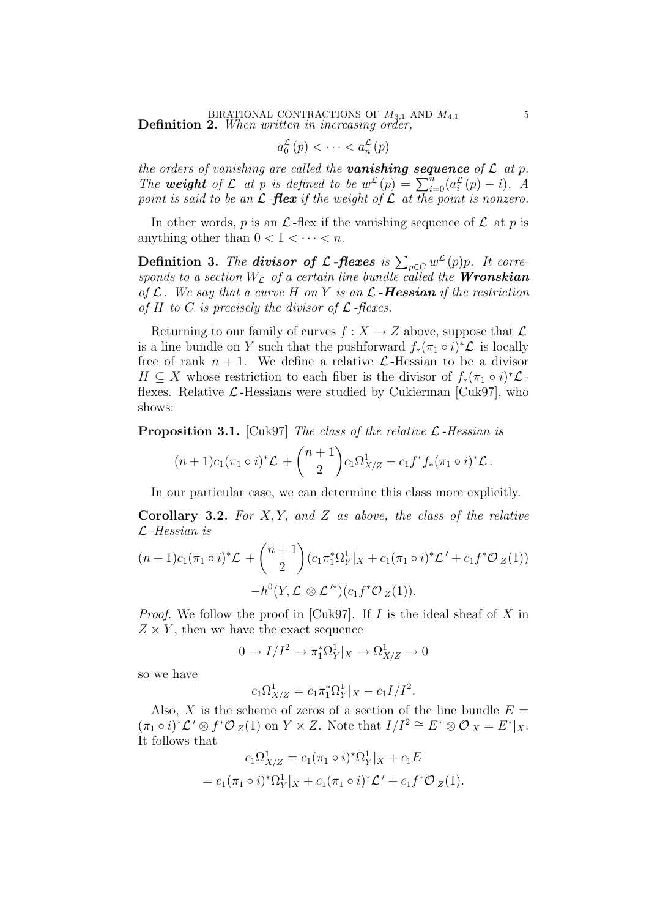**Definition 2.** *When written in increasing order,*

$$a_0^{\mathcal{L}}(p) < \cdots < a_n^{\mathcal{L}}(p)$$

*the orders of vanishing are called the* ***vanishing sequence*** *of $\mathcal{L}$ at $p$. The* ***weight*** *of $\mathcal{L}$ at $p$ is defined to be $w^{\mathcal{L}}(p) = \sum_{i=0}^{n}(a_i^{\mathcal{L}}(p) - i)$. A point is said to be an $\mathcal{L}$-**flex** if the weight of $\mathcal{L}$ at the point is nonzero.*

In other words, $p$ is an $\mathcal{L}$-flex if the vanishing sequence of $\mathcal{L}$ at $p$ is anything other than $0 < 1 < \cdots < n$.

**Definition 3.** *The* ***divisor of $\mathcal{L}$-flexes*** *is $\sum_{p \in C} w^{\mathcal{L}}(p)p$. It corresponds to a section $W_{\mathcal{L}}$ of a certain line bundle called the* ***Wronskian*** *of $\mathcal{L}$. We say that a curve $H$ on $Y$ is an* ***$\mathcal{L}$-Hessian*** *if the restriction of $H$ to $C$ is precisely the divisor of $\mathcal{L}$-flexes.*

Returning to our family of curves $f : X \to Z$ above, suppose that $\mathcal{L}$ is a line bundle on $Y$ such that the pushforward $f_*(\pi_1 \circ i)^*\mathcal{L}$ is locally free of rank $n+1$. We define a relative $\mathcal{L}$-Hessian to be a divisor $H \subseteq X$ whose restriction to each fiber is the divisor of $f_*(\pi_1 \circ i)^*\mathcal{L}$-flexes. Relative $\mathcal{L}$-Hessians were studied by Cukierman [Cuk97], who shows:

**Proposition 3.1.** [Cuk97] *The class of the relative $\mathcal{L}$-Hessian is*

$$(n+1)c_1(\pi_1 \circ i)^*\mathcal{L} + \binom{n+1}{2} c_1\Omega^1_{X/Z} - c_1 f^* f_*(\pi_1 \circ i)^*\mathcal{L}.$$

In our particular case, we can determine this class more explicitly.

**Corollary 3.2.** *For $X, Y$, and $Z$ as above, the class of the relative $\mathcal{L}$-Hessian is*

$$(n+1)c_1(\pi_1 \circ i)^*\mathcal{L} + \binom{n+1}{2}(c_1\pi_1^*\Omega^1_Y|_X + c_1(\pi_1 \circ i)^*\mathcal{L}' + c_1 f^*\mathcal{O}_Z(1))$$
$$-h^0(Y, \mathcal{L} \otimes \mathcal{L}'^*)(c_1 f^*\mathcal{O}_Z(1)).$$

*Proof.* We follow the proof in [Cuk97]. If $I$ is the ideal sheaf of $X$ in $Z \times Y$, then we have the exact sequence

$$0 \to I/I^2 \to \pi_1^*\Omega^1_Y|_X \to \Omega^1_{X/Z} \to 0$$

so we have

$$c_1\Omega^1_{X/Z} = c_1\pi_1^*\Omega^1_Y|_X - c_1 I/I^2.$$

Also, $X$ is the scheme of zeros of a section of the line bundle $E = (\pi_1 \circ i)^*\mathcal{L}' \otimes f^*\mathcal{O}_Z(1)$ on $Y \times Z$. Note that $I/I^2 \cong E^* \otimes \mathcal{O}_X = E^*|_X$. It follows that

$$c_1\Omega^1_{X/Z} = c_1(\pi_1 \circ i)^*\Omega^1_Y|_X + c_1 E$$
$$= c_1(\pi_1 \circ i)^*\Omega^1_Y|_X + c_1(\pi_1 \circ i)^*\mathcal{L}' + c_1 f^*\mathcal{O}_Z(1).$$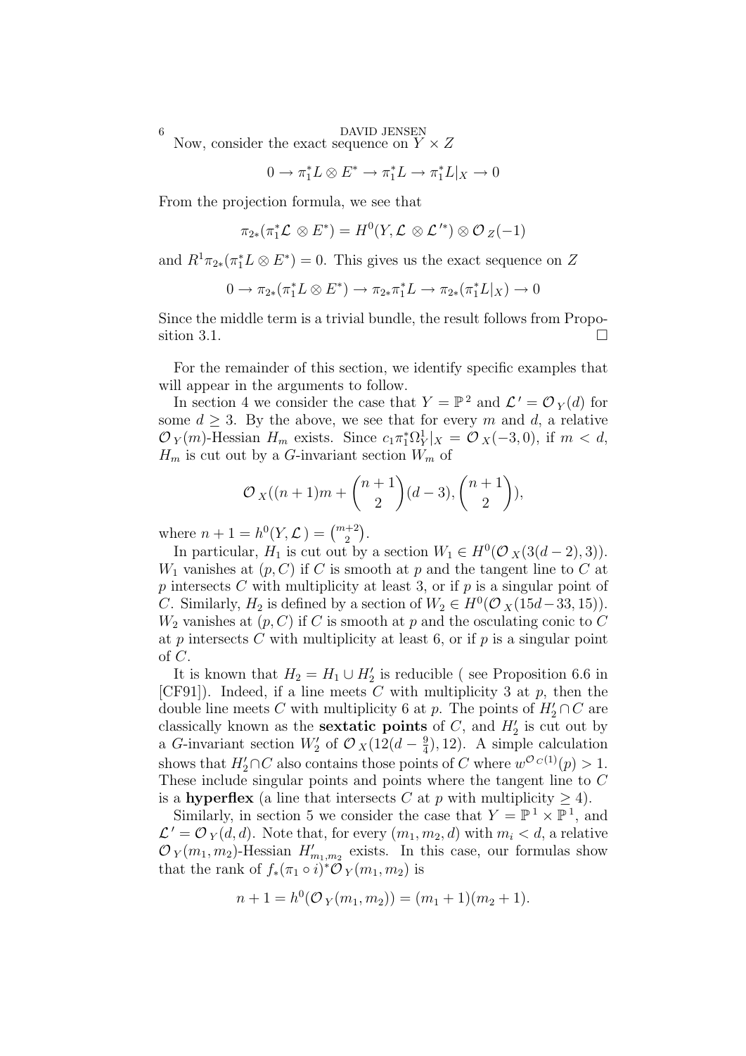Now, consider the exact sequence on $Y \times Z$

$$0 \to \pi_1^* L \otimes E^* \to \pi_1^* L \to \pi_1^* L|_X \to 0$$

From the projection formula, we see that

$$\pi_{2*}(\pi_1^* \mathcal{L} \otimes E^*) = H^0(Y, \mathcal{L} \otimes \mathcal{L}'^*) \otimes \mathcal{O}_Z(-1)$$

and $R^1 \pi_{2*}(\pi_1^* L \otimes E^*) = 0$. This gives us the exact sequence on $Z$

$$0 \to \pi_{2*}(\pi_1^* L \otimes E^*) \to \pi_{2*}\pi_1^* L \to \pi_{2*}(\pi_1^* L|_X) \to 0$$

Since the middle term is a trivial bundle, the result follows from Proposition 3.1. $\square$

For the remainder of this section, we identify specific examples that will appear in the arguments to follow.

In section 4 we consider the case that $Y = \mathbb{P}^2$ and $\mathcal{L}' = \mathcal{O}_Y(d)$ for some $d \geq 3$. By the above, we see that for every $m$ and $d$, a relative $\mathcal{O}_Y(m)$-Hessian $H_m$ exists. Since $c_1 \pi_1^* \Omega_Y^1|_X = \mathcal{O}_X(-3, 0)$, if $m < d$, $H_m$ is cut out by a $G$-invariant section $W_m$ of

$$\mathcal{O}_X((n+1)m + \binom{n+1}{2}(d-3), \binom{n+1}{2}),$$

where $n + 1 = h^0(Y, \mathcal{L}) = \binom{m+2}{2}$.

In particular, $H_1$ is cut out by a section $W_1 \in H^0(\mathcal{O}_X(3(d-2), 3))$. $W_1$ vanishes at $(p, C)$ if $C$ is smooth at $p$ and the tangent line to $C$ at $p$ intersects $C$ with multiplicity at least 3, or if $p$ is a singular point of $C$. Similarly, $H_2$ is defined by a section of $W_2 \in H^0(\mathcal{O}_X(15d - 33, 15))$. $W_2$ vanishes at $(p, C)$ if $C$ is smooth at $p$ and the osculating conic to $C$ at $p$ intersects $C$ with multiplicity at least 6, or if $p$ is a singular point of $C$.

It is known that $H_2 = H_1 \cup H_2'$ is reducible ( see Proposition 6.6 in [CF91]). Indeed, if a line meets $C$ with multiplicity 3 at $p$, then the double line meets $C$ with multiplicity 6 at $p$. The points of $H_2' \cap C$ are classically known as the **sextatic points** of $C$, and $H_2'$ is cut out by a $G$-invariant section $W_2'$ of $\mathcal{O}_X(12(d - \frac{9}{4}), 12)$. A simple calculation shows that $H_2' \cap C$ also contains those points of $C$ where $w^{\mathcal{O}_C(1)}(p) > 1$. These include singular points and points where the tangent line to $C$ is a **hyperflex** (a line that intersects $C$ at $p$ with multiplicity $\geq 4$).

Similarly, in section 5 we consider the case that $Y = \mathbb{P}^1 \times \mathbb{P}^1$, and $\mathcal{L}' = \mathcal{O}_Y(d, d)$. Note that, for every $(m_1, m_2, d)$ with $m_i < d$, a relative $\mathcal{O}_Y(m_1, m_2)$-Hessian $H'_{m_1, m_2}$ exists. In this case, our formulas show that the rank of $f_*(\pi_1 \circ i)^* \mathcal{O}_Y(m_1, m_2)$ is

$$n + 1 = h^0(\mathcal{O}_Y(m_1, m_2)) = (m_1 + 1)(m_2 + 1).$$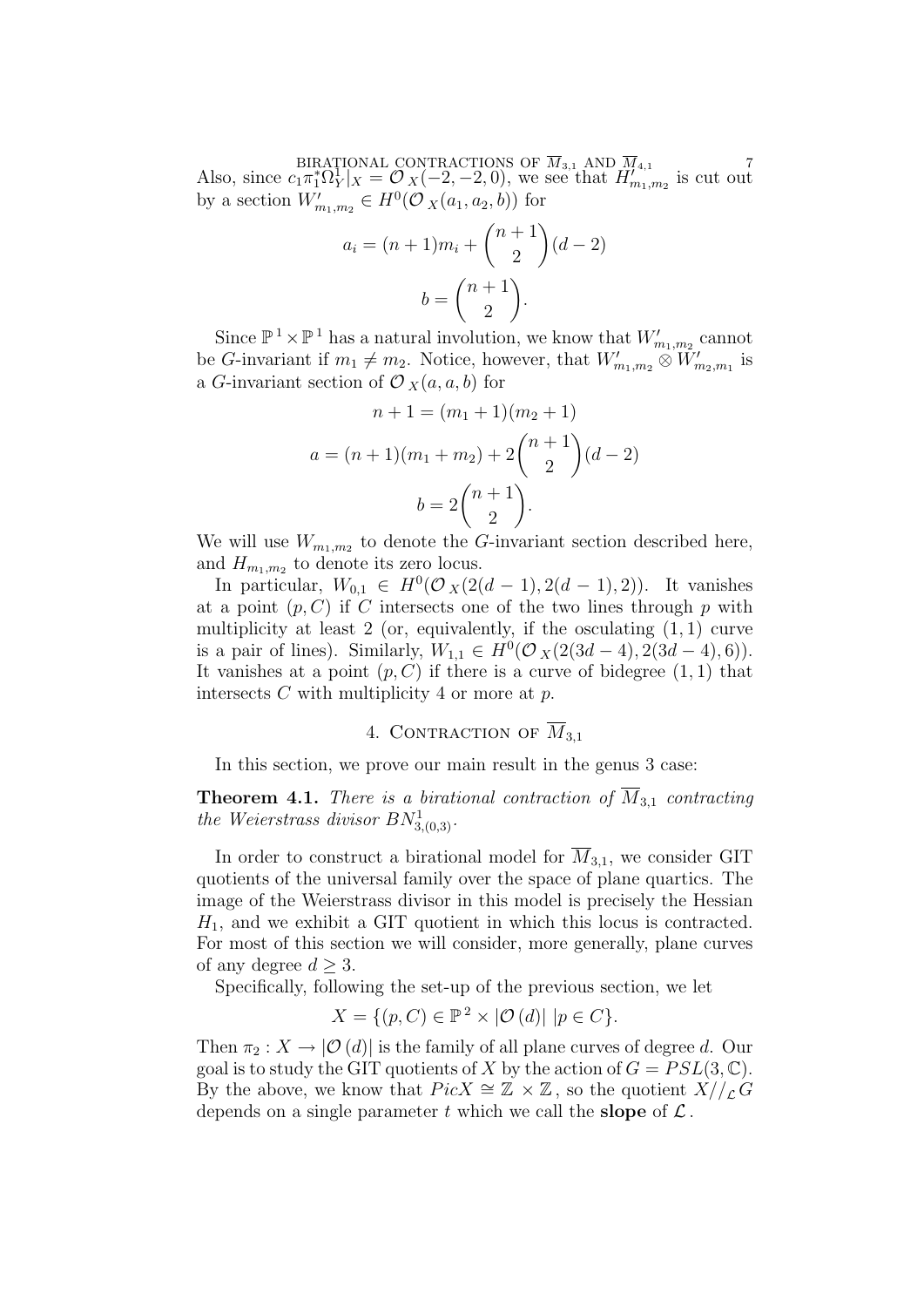Also, since $c_1\pi_1^*\Omega_Y^1|_X = \mathcal{O}_X(-2,-2,0)$, we see that $H'_{m_1,m_2}$ is cut out by a section $W'_{m_1,m_2} \in H^0(\mathcal{O}_X(a_1,a_2,b))$ for

$$a_i = (n+1)m_i + \binom{n+1}{2}(d-2)$$

$$b = \binom{n+1}{2}.$$

Since $\mathbb{P}^1 \times \mathbb{P}^1$ has a natural involution, we know that $W'_{m_1,m_2}$ cannot be $G$-invariant if $m_1 \neq m_2$. Notice, however, that $W'_{m_1,m_2} \otimes W'_{m_2,m_1}$ is a $G$-invariant section of $\mathcal{O}_X(a,a,b)$ for

$$n+1 = (m_1+1)(m_2+1)$$

$$a = (n+1)(m_1+m_2) + 2\binom{n+1}{2}(d-2)$$

$$b = 2\binom{n+1}{2}.$$

We will use $W_{m_1,m_2}$ to denote the $G$-invariant section described here, and $H_{m_1,m_2}$ to denote its zero locus.

In particular, $W_{0,1} \in H^0(\mathcal{O}_X(2(d-1), 2(d-1), 2))$. It vanishes at a point $(p,C)$ if $C$ intersects one of the two lines through $p$ with multiplicity at least 2 (or, equivalently, if the osculating $(1,1)$ curve is a pair of lines). Similarly, $W_{1,1} \in H^0(\mathcal{O}_X(2(3d-4), 2(3d-4), 6))$. It vanishes at a point $(p,C)$ if there is a curve of bidegree $(1,1)$ that intersects $C$ with multiplicity 4 or more at $p$.

## 4. Contraction of $\overline{M}_{3,1}$

In this section, we prove our main result in the genus 3 case:

**Theorem 4.1.** *There is a birational contraction of $\overline{M}_{3,1}$ contracting the Weierstrass divisor $BN^1_{3,(0,3)}$.*

In order to construct a birational model for $\overline{M}_{3,1}$, we consider GIT quotients of the universal family over the space of plane quartics. The image of the Weierstrass divisor in this model is precisely the Hessian $H_1$, and we exhibit a GIT quotient in which this locus is contracted. For most of this section we will consider, more generally, plane curves of any degree $d \geq 3$.

Specifically, following the set-up of the previous section, we let

$$X = \{(p,C) \in \mathbb{P}^2 \times |\mathcal{O}(d)| \; | p \in C\}.$$

Then $\pi_2 : X \to |\mathcal{O}(d)|$ is the family of all plane curves of degree $d$. Our goal is to study the GIT quotients of $X$ by the action of $G = PSL(3,\mathbb{C})$. By the above, we know that $PicX \cong \mathbb{Z} \times \mathbb{Z}$, so the quotient $X//_{\mathcal{L}}G$ depends on a single parameter $t$ which we call the **slope** of $\mathcal{L}$.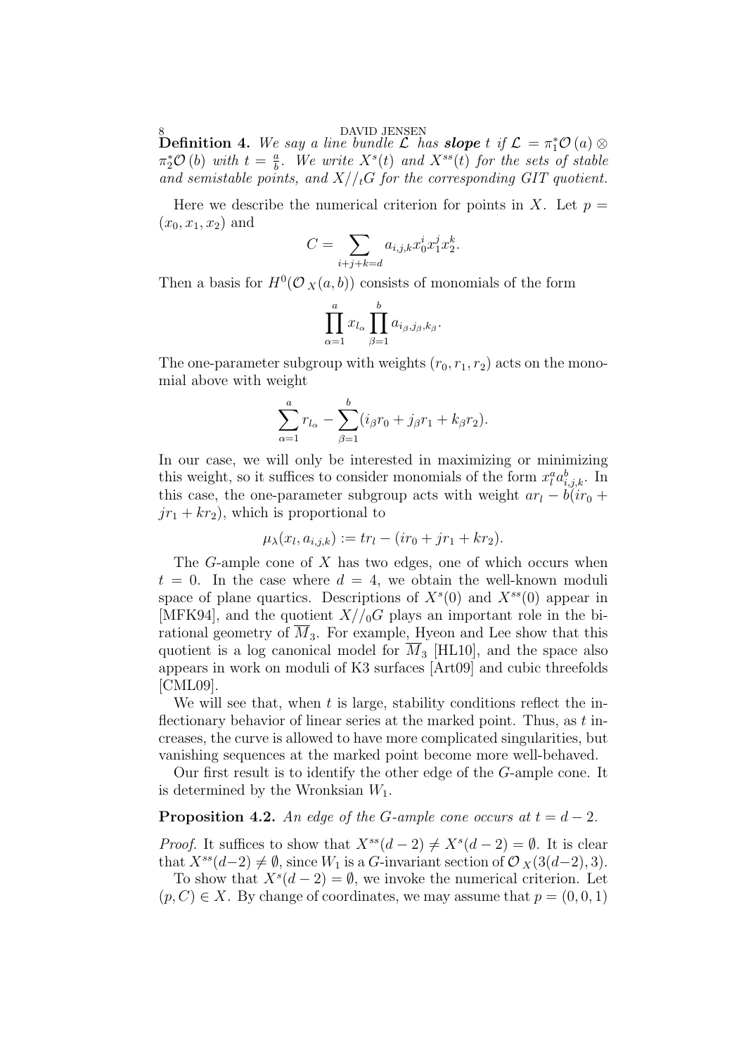**Definition 4.** *We say a line bundle $\mathcal{L}$ has* ***slope*** $t$ *if* $\mathcal{L} = \pi_1^*\mathcal{O}(a) \otimes \pi_2^*\mathcal{O}(b)$ *with* $t = \frac{a}{b}$. *We write* $X^s(t)$ *and* $X^{ss}(t)$ *for the sets of stable and semistable points, and* $X//_tG$ *for the corresponding GIT quotient.*

Here we describe the numerical criterion for points in $X$. Let $p = (x_0, x_1, x_2)$ and

$$C = \sum_{i+j+k=d} a_{i,j,k} x_0^i x_1^j x_2^k.$$

Then a basis for $H^0(\mathcal{O}_X(a,b))$ consists of monomials of the form

$$\prod_{\alpha=1}^{a} x_{l_\alpha} \prod_{\beta=1}^{b} a_{i_\beta,j_\beta,k_\beta}.$$

The one-parameter subgroup with weights $(r_0, r_1, r_2)$ acts on the monomial above with weight

$$\sum_{\alpha=1}^{a} r_{l_\alpha} - \sum_{\beta=1}^{b} (i_\beta r_0 + j_\beta r_1 + k_\beta r_2).$$

In our case, we will only be interested in maximizing or minimizing this weight, so it suffices to consider monomials of the form $x_l^a a_{i,j,k}^b$. In this case, the one-parameter subgroup acts with weight $ar_l - b(ir_0 + jr_1 + kr_2)$, which is proportional to

$$\mu_\lambda(x_l, a_{i,j,k}) := tr_l - (ir_0 + jr_1 + kr_2).$$

The $G$-ample cone of $X$ has two edges, one of which occurs when $t = 0$. In the case where $d = 4$, we obtain the well-known moduli space of plane quartics. Descriptions of $X^s(0)$ and $X^{ss}(0)$ appear in [MFK94], and the quotient $X//_0G$ plays an important role in the birational geometry of $\overline{M}_3$. For example, Hyeon and Lee show that this quotient is a log canonical model for $\overline{M}_3$ [HL10], and the space also appears in work on moduli of K3 surfaces [Art09] and cubic threefolds [CML09].

We will see that, when $t$ is large, stability conditions reflect the inflectionary behavior of linear series at the marked point. Thus, as $t$ increases, the curve is allowed to have more complicated singularities, but vanishing sequences at the marked point become more well-behaved.

Our first result is to identify the other edge of the $G$-ample cone. It is determined by the Wronksian $W_1$.

**Proposition 4.2.** *An edge of the $G$-ample cone occurs at $t = d-2$.*

*Proof.* It suffices to show that $X^{ss}(d-2) \neq X^s(d-2) = \emptyset$. It is clear that $X^{ss}(d-2) \neq \emptyset$, since $W_1$ is a $G$-invariant section of $\mathcal{O}_X(3(d-2), 3)$.

To show that $X^s(d-2) = \emptyset$, we invoke the numerical criterion. Let $(p, C) \in X$. By change of coordinates, we may assume that $p = (0, 0, 1)$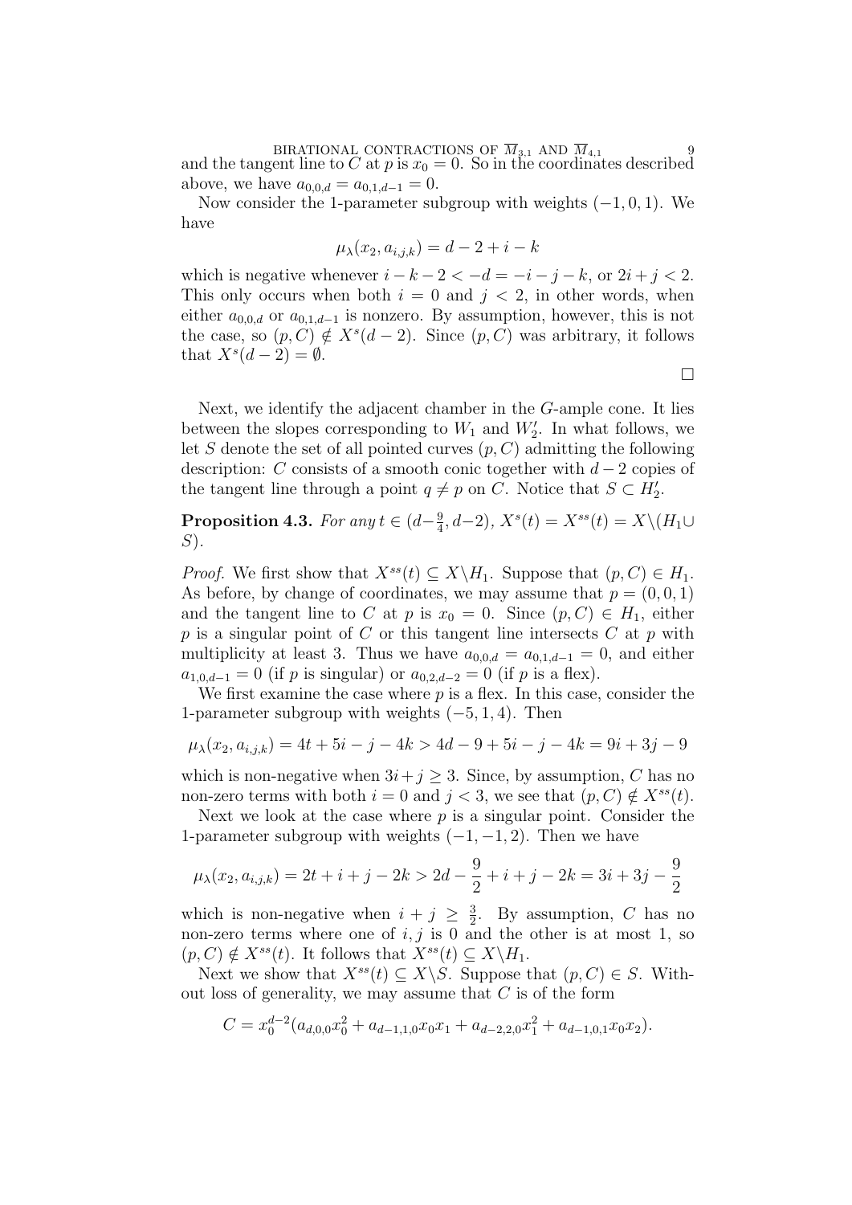and the tangent line to $C$ at $p$ is $x_0 = 0$. So in the coordinates described above, we have $a_{0,0,d} = a_{0,1,d-1} = 0$.

Now consider the 1-parameter subgroup with weights $(-1, 0, 1)$. We have

$$\mu_\lambda(x_2, a_{i,j,k}) = d - 2 + i - k$$

which is negative whenever $i - k - 2 < -d = -i - j - k$, or $2i + j < 2$. This only occurs when both $i = 0$ and $j < 2$, in other words, when either $a_{0,0,d}$ or $a_{0,1,d-1}$ is nonzero. By assumption, however, this is not the case, so $(p, C) \notin X^s(d-2)$. Since $(p, C)$ was arbitrary, it follows that $X^s(d-2) = \emptyset$.

$\square$

Next, we identify the adjacent chamber in the $G$-ample cone. It lies between the slopes corresponding to $W_1$ and $W_2'$. In what follows, we let $S$ denote the set of all pointed curves $(p, C)$ admitting the following description: $C$ consists of a smooth conic together with $d-2$ copies of the tangent line through a point $q \neq p$ on $C$. Notice that $S \subset H_2'$.

**Proposition 4.3.** *For any $t \in (d - \frac{9}{4}, d-2)$, $X^s(t) = X^{ss}(t) = X \backslash (H_1 \cup S)$.*

*Proof.* We first show that $X^{ss}(t) \subseteq X \backslash H_1$. Suppose that $(p, C) \in H_1$. As before, by change of coordinates, we may assume that $p = (0, 0, 1)$ and the tangent line to $C$ at $p$ is $x_0 = 0$. Since $(p, C) \in H_1$, either $p$ is a singular point of $C$ or this tangent line intersects $C$ at $p$ with multiplicity at least 3. Thus we have $a_{0,0,d} = a_{0,1,d-1} = 0$, and either $a_{1,0,d-1} = 0$ (if $p$ is singular) or $a_{0,2,d-2} = 0$ (if $p$ is a flex).

We first examine the case where $p$ is a flex. In this case, consider the 1-parameter subgroup with weights $(-5, 1, 4)$. Then

$$\mu_\lambda(x_2, a_{i,j,k}) = 4t + 5i - j - 4k > 4d - 9 + 5i - j - 4k = 9i + 3j - 9$$

which is non-negative when $3i + j \geq 3$. Since, by assumption, $C$ has no non-zero terms with both $i = 0$ and $j < 3$, we see that $(p, C) \notin X^{ss}(t)$.

Next we look at the case where $p$ is a singular point. Consider the 1-parameter subgroup with weights $(-1, -1, 2)$. Then we have

$$\mu_\lambda(x_2, a_{i,j,k}) = 2t + i + j - 2k > 2d - \frac{9}{2} + i + j - 2k = 3i + 3j - \frac{9}{2}$$

which is non-negative when $i + j \geq \frac{3}{2}$. By assumption, $C$ has no non-zero terms where one of $i, j$ is 0 and the other is at most 1, so $(p, C) \notin X^{ss}(t)$. It follows that $X^{ss}(t) \subseteq X \backslash H_1$.

Next we show that $X^{ss}(t) \subseteq X \backslash S$. Suppose that $(p, C) \in S$. Without loss of generality, we may assume that $C$ is of the form

$$C = x_0^{d-2}(a_{d,0,0}x_0^2 + a_{d-1,1,0}x_0x_1 + a_{d-2,2,0}x_1^2 + a_{d-1,0,1}x_0x_2).$$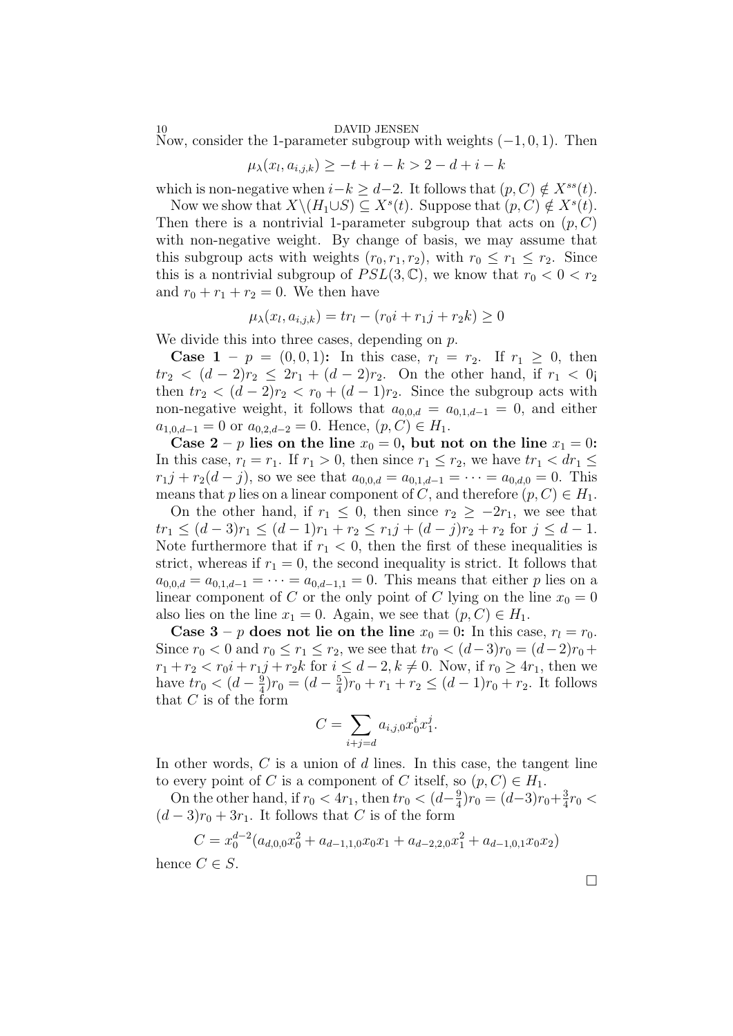Now, consider the 1-parameter subgroup with weights $(-1, 0, 1)$. Then

$$\mu_\lambda(x_l, a_{i,j,k}) \geq -t + i - k > 2 - d + i - k$$

which is non-negative when $i - k \geq d - 2$. It follows that $(p, C) \notin X^{ss}(t)$.

Now we show that $X \backslash (H_1 \cup S) \subseteq X^s(t)$. Suppose that $(p, C) \notin X^s(t)$. Then there is a nontrivial 1-parameter subgroup that acts on $(p, C)$ with non-negative weight. By change of basis, we may assume that this subgroup acts with weights $(r_0, r_1, r_2)$, with $r_0 \leq r_1 \leq r_2$. Since this is a nontrivial subgroup of $PSL(3, \mathbb{C})$, we know that $r_0 < 0 < r_2$ and $r_0 + r_1 + r_2 = 0$. We then have

$$\mu_\lambda(x_l, a_{i,j,k}) = tr_l - (r_0 i + r_1 j + r_2 k) \geq 0$$

We divide this into three cases, depending on $p$.

**Case 1** – $p = (0, 0, 1)$: In this case, $r_l = r_2$. If $r_1 \geq 0$, then $tr_2 < (d-2)r_2 \leq 2r_1 + (d-2)r_2$. On the other hand, if $r_1 < 0$¡ then $tr_2 < (d-2)r_2 < r_0 + (d-1)r_2$. Since the subgroup acts with non-negative weight, it follows that $a_{0,0,d} = a_{0,1,d-1} = 0$, and either $a_{1,0,d-1} = 0$ or $a_{0,2,d-2} = 0$. Hence, $(p, C) \in H_1$.

**Case 2** – $p$ **lies on the line** $x_0 = 0$**, but not on the line** $x_1 = 0$**:** In this case, $r_l = r_1$. If $r_1 > 0$, then since $r_1 \leq r_2$, we have $tr_1 < dr_1 \leq r_1 j + r_2(d-j)$, so we see that $a_{0,0,d} = a_{0,1,d-1} = \cdots = a_{0,d,0} = 0$. This means that $p$ lies on a linear component of $C$, and therefore $(p, C) \in H_1$.

On the other hand, if $r_1 \leq 0$, then since $r_2 \geq -2r_1$, we see that $tr_1 \leq (d-3)r_1 \leq (d-1)r_1 + r_2 \leq r_1 j + (d-j)r_2 + r_2$ for $j \leq d-1$. Note furthermore that if $r_1 < 0$, then the first of these inequalities is strict, whereas if $r_1 = 0$, the second inequality is strict. It follows that $a_{0,0,d} = a_{0,1,d-1} = \cdots = a_{0,d-1,1} = 0$. This means that either $p$ lies on a linear component of $C$ or the only point of $C$ lying on the line $x_0 = 0$ also lies on the line $x_1 = 0$. Again, we see that $(p, C) \in H_1$.

**Case 3** – $p$ **does not lie on the line** $x_0 = 0$**:** In this case, $r_l = r_0$. Since $r_0 < 0$ and $r_0 \leq r_1 \leq r_2$, we see that $tr_0 < (d-3)r_0 = (d-2)r_0 + r_1 + r_2 < r_0 i + r_1 j + r_2 k$ for $i \leq d-2, k \neq 0$. Now, if $r_0 \geq 4r_1$, then we have $tr_0 < (d - \frac{9}{4})r_0 = (d - \frac{5}{4})r_0 + r_1 + r_2 \leq (d-1)r_0 + r_2$. It follows that $C$ is of the form

$$C = \sum_{i+j=d} a_{i,j,0} x_0^i x_1^j.$$

In other words, $C$ is a union of $d$ lines. In this case, the tangent line to every point of $C$ is a component of $C$ itself, so $(p, C) \in H_1$.

On the other hand, if $r_0 < 4r_1$, then $tr_0 < (d - \frac{9}{4})r_0 = (d-3)r_0 + \frac{3}{4}r_0 < (d-3)r_0 + 3r_1$. It follows that $C$ is of the form

$$C = x_0^{d-2}(a_{d,0,0}x_0^2 + a_{d-1,1,0}x_0 x_1 + a_{d-2,2,0}x_1^2 + a_{d-1,0,1}x_0 x_2)$$

hence $C \in S$.

$\square$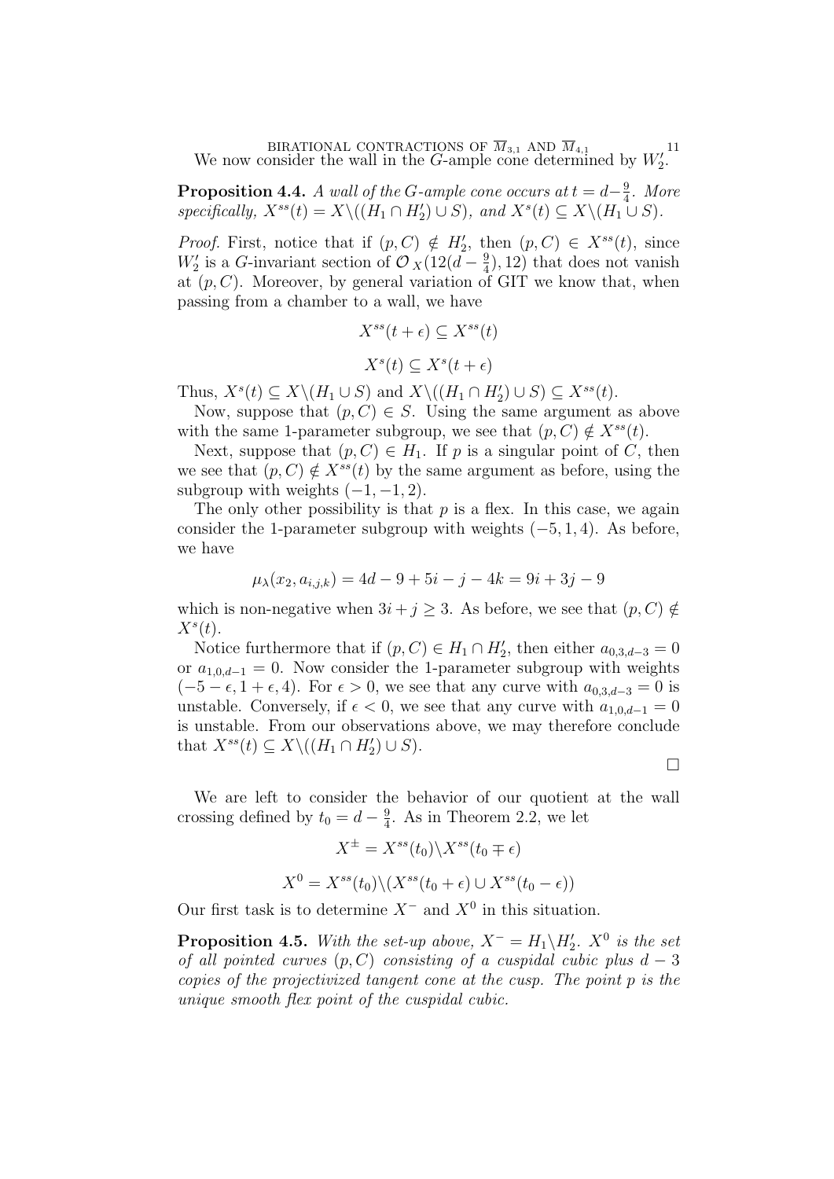We now consider the wall in the $G$-ample cone determined by $W_2'$.

**Proposition 4.4.** *A wall of the $G$-ample cone occurs at $t = d - \frac{9}{4}$. More specifically, $X^{ss}(t) = X \backslash ((H_1 \cap H_2') \cup S)$, and $X^s(t) \subseteq X \backslash (H_1 \cup S)$.*

*Proof.* First, notice that if $(p, C) \notin H_2'$, then $(p, C) \in X^{ss}(t)$, since $W_2'$ is a $G$-invariant section of $\mathcal{O}_X(12(d - \frac{9}{4}), 12)$ that does not vanish at $(p, C)$. Moreover, by general variation of GIT we know that, when passing from a chamber to a wall, we have

$$X^{ss}(t + \epsilon) \subseteq X^{ss}(t)$$

$$X^s(t) \subseteq X^s(t + \epsilon)$$

Thus, $X^s(t) \subseteq X \backslash (H_1 \cup S)$ and $X \backslash ((H_1 \cap H_2') \cup S) \subseteq X^{ss}(t)$.

Now, suppose that $(p, C) \in S$. Using the same argument as above with the same 1-parameter subgroup, we see that $(p, C) \notin X^{ss}(t)$.

Next, suppose that $(p, C) \in H_1$. If $p$ is a singular point of $C$, then we see that $(p, C) \notin X^{ss}(t)$ by the same argument as before, using the subgroup with weights $(-1, -1, 2)$.

The only other possibility is that $p$ is a flex. In this case, we again consider the 1-parameter subgroup with weights $(-5, 1, 4)$. As before, we have

$$\mu_\lambda(x_2, a_{i,j,k}) = 4d - 9 + 5i - j - 4k = 9i + 3j - 9$$

which is non-negative when $3i + j \geq 3$. As before, we see that $(p, C) \notin X^s(t)$.

Notice furthermore that if $(p, C) \in H_1 \cap H_2'$, then either $a_{0,3,d-3} = 0$ or $a_{1,0,d-1} = 0$. Now consider the 1-parameter subgroup with weights $(-5 - \epsilon, 1 + \epsilon, 4)$. For $\epsilon > 0$, we see that any curve with $a_{0,3,d-3} = 0$ is unstable. Conversely, if $\epsilon < 0$, we see that any curve with $a_{1,0,d-1} = 0$ is unstable. From our observations above, we may therefore conclude that $X^{ss}(t) \subseteq X \backslash ((H_1 \cap H_2') \cup S)$.

$\square$

We are left to consider the behavior of our quotient at the wall crossing defined by $t_0 = d - \frac{9}{4}$. As in Theorem 2.2, we let

$$X^\pm = X^{ss}(t_0) \backslash X^{ss}(t_0 \mp \epsilon)$$

$$X^0 = X^{ss}(t_0) \backslash (X^{ss}(t_0 + \epsilon) \cup X^{ss}(t_0 - \epsilon))$$

Our first task is to determine $X^-$ and $X^0$ in this situation.

**Proposition 4.5.** *With the set-up above, $X^- = H_1 \backslash H_2'$. $X^0$ is the set of all pointed curves $(p, C)$ consisting of a cuspidal cubic plus $d - 3$ copies of the projectivized tangent cone at the cusp. The point $p$ is the unique smooth flex point of the cuspidal cubic.*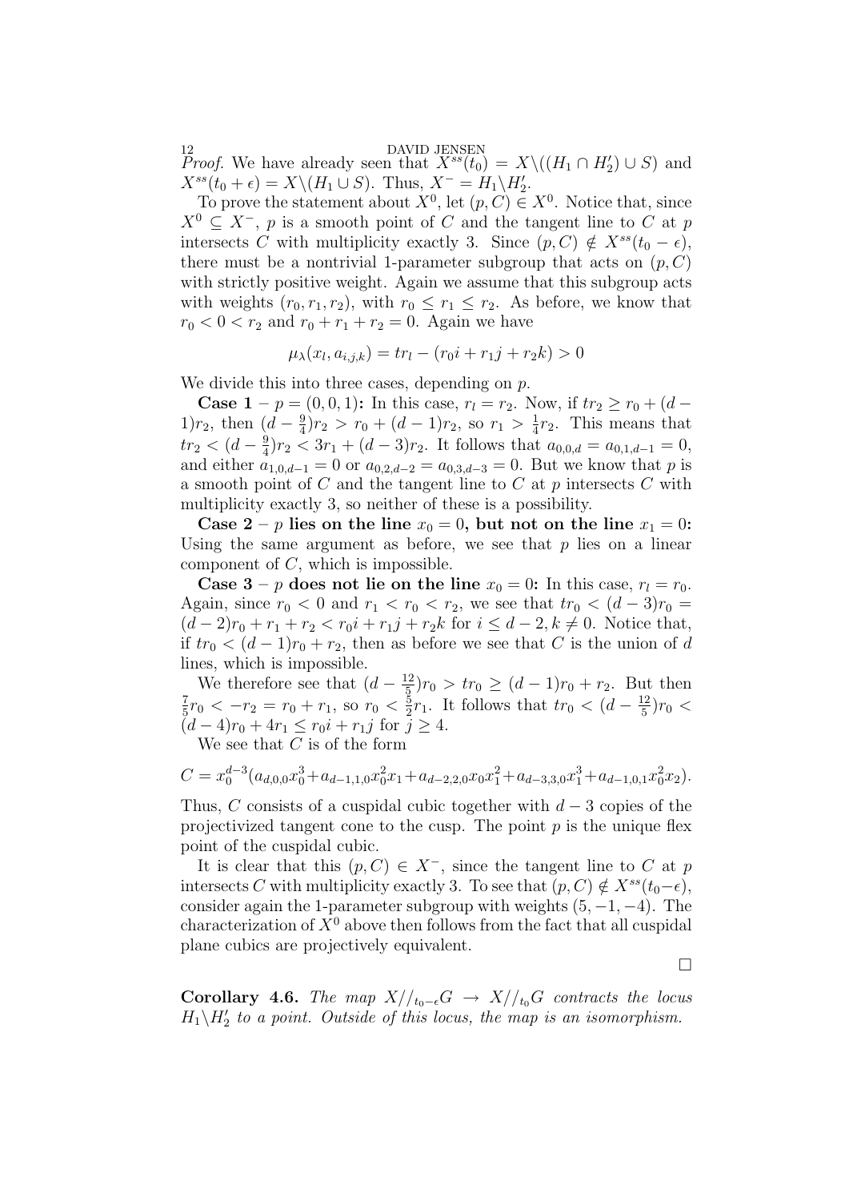*Proof.* We have already seen that $X^{ss}(t_0) = X\backslash((H_1 \cap H_2') \cup S)$ and $X^{ss}(t_0+\epsilon) = X\backslash(H_1 \cup S)$. Thus, $X^- = H_1\backslash H_2'$.

To prove the statement about $X^0$, let $(p, C) \in X^0$. Notice that, since $X^0 \subseteq X^-$, $p$ is a smooth point of $C$ and the tangent line to $C$ at $p$ intersects $C$ with multiplicity exactly 3. Since $(p, C) \notin X^{ss}(t_0 - \epsilon)$, there must be a nontrivial 1-parameter subgroup that acts on $(p, C)$ with strictly positive weight. Again we assume that this subgroup acts with weights $(r_0, r_1, r_2)$, with $r_0 \leq r_1 \leq r_2$. As before, we know that $r_0 < 0 < r_2$ and $r_0 + r_1 + r_2 = 0$. Again we have

$$\mu_\lambda(x_l, a_{i,j,k}) = tr_l - (r_0 i + r_1 j + r_2 k) > 0$$

We divide this into three cases, depending on $p$.

**Case 1 – $p = (0, 0, 1)$:** In this case, $r_l = r_2$. Now, if $tr_2 \geq r_0 + (d-1)r_2$, then $(d - \frac{9}{4})r_2 > r_0 + (d-1)r_2$, so $r_1 > \frac{1}{4}r_2$. This means that $tr_2 < (d - \frac{9}{4})r_2 < 3r_1 + (d-3)r_2$. It follows that $a_{0,0,d} = a_{0,1,d-1} = 0$, and either $a_{1,0,d-1} = 0$ or $a_{0,2,d-2} = a_{0,3,d-3} = 0$. But we know that $p$ is a smooth point of $C$ and the tangent line to $C$ at $p$ intersects $C$ with multiplicity exactly 3, so neither of these is a possibility.

**Case 2 – $p$ lies on the line $x_0 = 0$, but not on the line $x_1 = 0$:** Using the same argument as before, we see that $p$ lies on a linear component of $C$, which is impossible.

**Case 3 – $p$ does not lie on the line $x_0 = 0$:** In this case, $r_l = r_0$. Again, since $r_0 < 0$ and $r_1 < r_0 < r_2$, we see that $tr_0 < (d-3)r_0 = (d-2)r_0 + r_1 + r_2 < r_0 i + r_1 j + r_2 k$ for $i \leq d-2, k \neq 0$. Notice that, if $tr_0 < (d-1)r_0 + r_2$, then as before we see that $C$ is the union of $d$ lines, which is impossible.

We therefore see that $(d - \frac{12}{5})r_0 > tr_0 \geq (d-1)r_0 + r_2$. But then $\frac{7}{5}r_0 < -r_2 = r_0 + r_1$, so $r_0 < \frac{5}{2}r_1$. It follows that $tr_0 < (d - \frac{12}{5})r_0 < (d-4)r_0 + 4r_1 \leq r_0 i + r_1 j$ for $j \geq 4$.

We see that $C$ is of the form

$$C = x_0^{d-3}(a_{d,0,0}x_0^3 + a_{d-1,1,0}x_0^2 x_1 + a_{d-2,2,0}x_0 x_1^2 + a_{d-3,3,0}x_1^3 + a_{d-1,0,1}x_0^2 x_2).$$

Thus, $C$ consists of a cuspidal cubic together with $d-3$ copies of the projectivized tangent cone to the cusp. The point $p$ is the unique flex point of the cuspidal cubic.

It is clear that this $(p, C) \in X^-$, since the tangent line to $C$ at $p$ intersects $C$ with multiplicity exactly 3. To see that $(p, C) \notin X^{ss}(t_0 - \epsilon)$, consider again the 1-parameter subgroup with weights $(5, -1, -4)$. The characterization of $X^0$ above then follows from the fact that all cuspidal plane cubics are projectively equivalent.

□

**Corollary 4.6.** *The map $X//_{t_0-\epsilon}G \to X//_{t_0}G$ contracts the locus $H_1\backslash H_2'$ to a point. Outside of this locus, the map is an isomorphism.*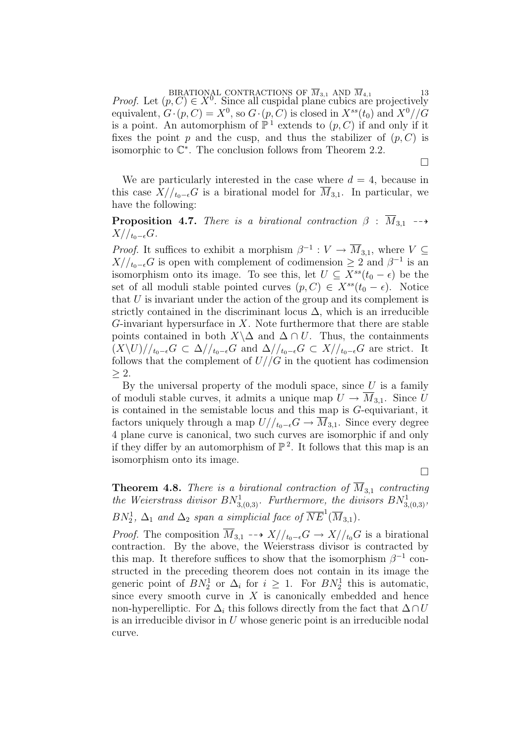*Proof.* Let $(p, C) \in X^0$. Since all cuspidal plane cubics are projectively equivalent, $G \cdot (p, C) = X^0$, so $G \cdot (p, C)$ is closed in $X^{ss}(t_0)$ and $X^0//G$ is a point. An automorphism of $\mathbb{P}^1$ extends to $(p, C)$ if and only if it fixes the point $p$ and the cusp, and thus the stabilizer of $(p, C)$ is isomorphic to $\mathbb{C}^*$. The conclusion follows from Theorem 2.2. □

We are particularly interested in the case where $d = 4$, because in this case $X//_{t_0-\epsilon}G$ is a birational model for $\overline{M}_{3,1}$. In particular, we have the following:

**Proposition 4.7.** *There is a birational contraction $\beta : \overline{M}_{3,1} \dashrightarrow X//_{t_0-\epsilon}G$.*

*Proof.* It suffices to exhibit a morphism $\beta^{-1} : V \to \overline{M}_{3,1}$, where $V \subseteq X//_{t_0-\epsilon}G$ is open with complement of codimension $\geq 2$ and $\beta^{-1}$ is an isomorphism onto its image. To see this, let $U \subseteq X^{ss}(t_0 - \epsilon)$ be the set of all moduli stable pointed curves $(p, C) \in X^{ss}(t_0 - \epsilon)$. Notice that $U$ is invariant under the action of the group and its complement is strictly contained in the discriminant locus $\Delta$, which is an irreducible $G$-invariant hypersurface in $X$. Note furthermore that there are stable points contained in both $X \backslash \Delta$ and $\Delta \cap U$. Thus, the containments $(X \backslash U)//_{t_0-\epsilon}G \subset \Delta//_{t_0-\epsilon}G$ and $\Delta//_{t_0-\epsilon}G \subset X//_{t_0-\epsilon}G$ are strict. It follows that the complement of $U//G$ in the quotient has codimension $\geq 2$.

By the universal property of the moduli space, since $U$ is a family of moduli stable curves, it admits a unique map $U \to \overline{M}_{3,1}$. Since $U$ is contained in the semistable locus and this map is $G$-equivariant, it factors uniquely through a map $U//_{t_0-\epsilon}G \to \overline{M}_{3,1}$. Since every degree 4 plane curve is canonical, two such curves are isomorphic if and only if they differ by an automorphism of $\mathbb{P}^2$. It follows that this map is an isomorphism onto its image. □

**Theorem 4.8.** *There is a birational contraction of $\overline{M}_{3,1}$ contracting the Weierstrass divisor $BN^1_{3,(0,3)}$. Furthermore, the divisors $BN^1_{3,(0,3)}$, $BN^1_2$, $\Delta_1$ and $\Delta_2$ span a simplicial face of $\overline{NE}^1(\overline{M}_{3,1})$.*

*Proof.* The composition $\overline{M}_{3,1} \dashrightarrow X//_{t_0-\epsilon}G \to X//_{t_0}G$ is a birational contraction. By the above, the Weierstrass divisor is contracted by this map. It therefore suffices to show that the isomorphism $\beta^{-1}$ constructed in the preceding theorem does not contain in its image the generic point of $BN^1_2$ or $\Delta_i$ for $i \geq 1$. For $BN^1_2$ this is automatic, since every smooth curve in $X$ is canonically embedded and hence non-hyperelliptic. For $\Delta_i$ this follows directly from the fact that $\Delta \cap U$ is an irreducible divisor in $U$ whose generic point is an irreducible nodal curve.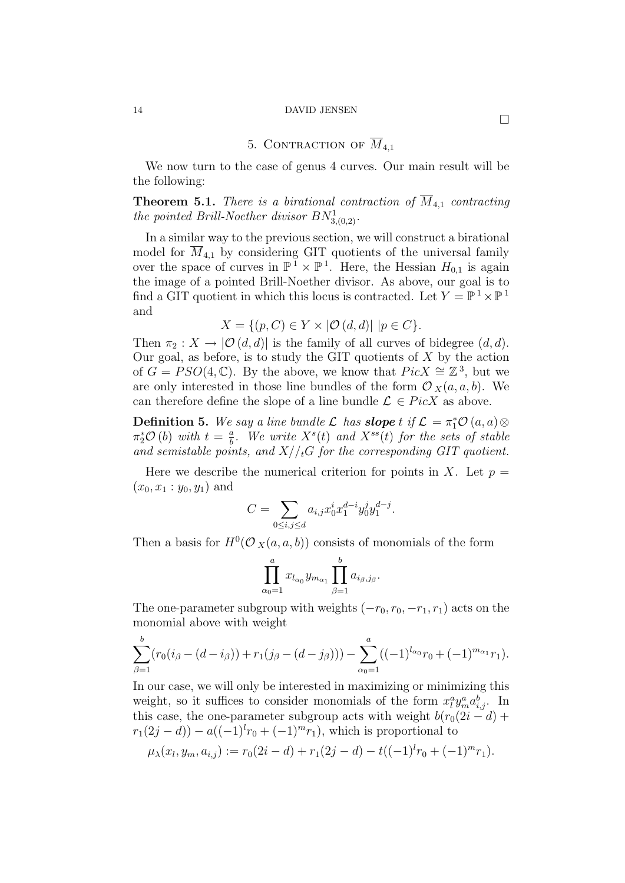□

## 5. Contraction of $\overline{M}_{4,1}$

We now turn to the case of genus 4 curves. Our main result will be the following:

**Theorem 5.1.** *There is a birational contraction of $\overline{M}_{4,1}$ contracting the pointed Brill-Noether divisor $BN^1_{3,(0,2)}$.*

In a similar way to the previous section, we will construct a birational model for $\overline{M}_{4,1}$ by considering GIT quotients of the universal family over the space of curves in $\mathbb{P}^1 \times \mathbb{P}^1$. Here, the Hessian $H_{0,1}$ is again the image of a pointed Brill-Noether divisor. As above, our goal is to find a GIT quotient in which this locus is contracted. Let $Y = \mathbb{P}^1 \times \mathbb{P}^1$ and

$$X = \{(p, C) \in Y \times |\mathcal{O}(d, d)| \ | p \in C\}.$$

Then $\pi_2 : X \to |\mathcal{O}(d, d)|$ is the family of all curves of bidegree $(d, d)$. Our goal, as before, is to study the GIT quotients of $X$ by the action of $G = PSO(4, \mathbb{C})$. By the above, we know that $PicX \cong \mathbb{Z}^3$, but we are only interested in those line bundles of the form $\mathcal{O}_X(a, a, b)$. We can therefore define the slope of a line bundle $\mathcal{L} \in PicX$ as above.

**Definition 5.** *We say a line bundle $\mathcal{L}$ has* ***slope*** *$t$ if $\mathcal{L} = \pi_1^*\mathcal{O}(a, a) \otimes \pi_2^*\mathcal{O}(b)$ with $t = \frac{a}{b}$. We write $X^s(t)$ and $X^{ss}(t)$ for the sets of stable and semistable points, and $X//_t G$ for the corresponding GIT quotient.*

Here we describe the numerical criterion for points in $X$. Let $p = (x_0, x_1 : y_0, y_1)$ and

$$C = \sum_{0 \leq i,j \leq d} a_{i,j} x_0^i x_1^{d-i} y_0^j y_1^{d-j}.$$

Then a basis for $H^0(\mathcal{O}_X(a, a, b))$ consists of monomials of the form

$$\prod_{\alpha_0=1}^{a} x_{l_{\alpha_0}} y_{m_{\alpha_1}} \prod_{\beta=1}^{b} a_{i_\beta, j_\beta}.$$

The one-parameter subgroup with weights $(-r_0, r_0, -r_1, r_1)$ acts on the monomial above with weight

$$\sum_{\beta=1}^{b} (r_0(i_\beta - (d - i_\beta)) + r_1(j_\beta - (d - j_\beta))) - \sum_{\alpha_0=1}^{a} ((-1)^{l_{\alpha_0}} r_0 + (-1)^{m_{\alpha_1}} r_1).$$

In our case, we will only be interested in maximizing or minimizing this weight, so it suffices to consider monomials of the form $x_l^a y_m^a a_{i,j}^b$. In this case, the one-parameter subgroup acts with weight $b(r_0(2i - d) + r_1(2j - d)) - a((-1)^l r_0 + (-1)^m r_1)$, which is proportional to

$$\mu_\lambda(x_l, y_m, a_{i,j}) := r_0(2i - d) + r_1(2j - d) - t((-1)^l r_0 + (-1)^m r_1).$$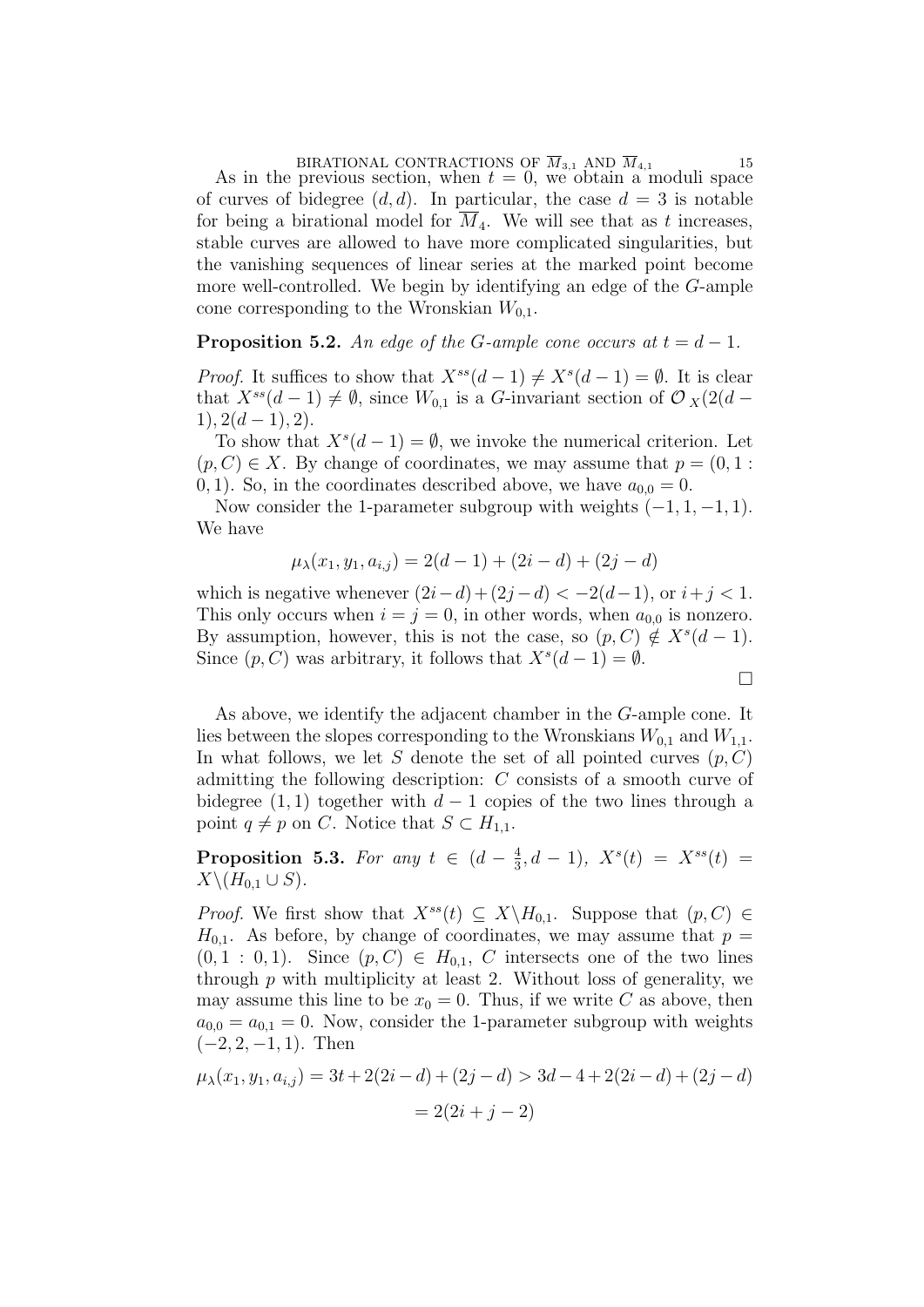As in the previous section, when $t = 0$, we obtain a moduli space of curves of bidegree $(d, d)$. In particular, the case $d = 3$ is notable for being a birational model for $\overline{M}_4$. We will see that as $t$ increases, stable curves are allowed to have more complicated singularities, but the vanishing sequences of linear series at the marked point become more well-controlled. We begin by identifying an edge of the $G$-ample cone corresponding to the Wronskian $W_{0,1}$.

**Proposition 5.2.** *An edge of the $G$-ample cone occurs at $t = d - 1$.*

*Proof.* It suffices to show that $X^{ss}(d-1) \neq X^s(d-1) = \emptyset$. It is clear that $X^{ss}(d-1) \neq \emptyset$, since $W_{0,1}$ is a $G$-invariant section of $\mathcal{O}_X(2(d-1), 2(d-1), 2)$.

To show that $X^s(d-1) = \emptyset$, we invoke the numerical criterion. Let $(p, C) \in X$. By change of coordinates, we may assume that $p = (0, 1 : 0, 1)$. So, in the coordinates described above, we have $a_{0,0} = 0$.

Now consider the 1-parameter subgroup with weights $(-1, 1, -1, 1)$. We have

$$\mu_\lambda(x_1, y_1, a_{i,j}) = 2(d-1) + (2i - d) + (2j - d)$$

which is negative whenever $(2i-d)+(2j-d) < -2(d-1)$, or $i+j < 1$. This only occurs when $i = j = 0$, in other words, when $a_{0,0}$ is nonzero. By assumption, however, this is not the case, so $(p, C) \notin X^s(d-1)$. Since $(p, C)$ was arbitrary, it follows that $X^s(d-1) = \emptyset$. $\square$

As above, we identify the adjacent chamber in the $G$-ample cone. It lies between the slopes corresponding to the Wronskians $W_{0,1}$ and $W_{1,1}$. In what follows, we let $S$ denote the set of all pointed curves $(p, C)$ admitting the following description: $C$ consists of a smooth curve of bidegree $(1, 1)$ together with $d-1$ copies of the two lines through a point $q \neq p$ on $C$. Notice that $S \subset H_{1,1}$.

**Proposition 5.3.** *For any $t \in (d - \frac{4}{3}, d-1)$, $X^s(t) = X^{ss}(t) = X \backslash (H_{0,1} \cup S)$.*

*Proof.* We first show that $X^{ss}(t) \subseteq X \backslash H_{0,1}$. Suppose that $(p, C) \in H_{0,1}$. As before, by change of coordinates, we may assume that $p = (0, 1 : 0, 1)$. Since $(p, C) \in H_{0,1}$, $C$ intersects one of the two lines through $p$ with multiplicity at least 2. Without loss of generality, we may assume this line to be $x_0 = 0$. Thus, if we write $C$ as above, then $a_{0,0} = a_{0,1} = 0$. Now, consider the 1-parameter subgroup with weights $(-2, 2, -1, 1)$. Then

$$\mu_\lambda(x_1, y_1, a_{i,j}) = 3t + 2(2i-d) + (2j-d) > 3d - 4 + 2(2i-d) + (2j-d)$$

$$= 2(2i + j - 2)$$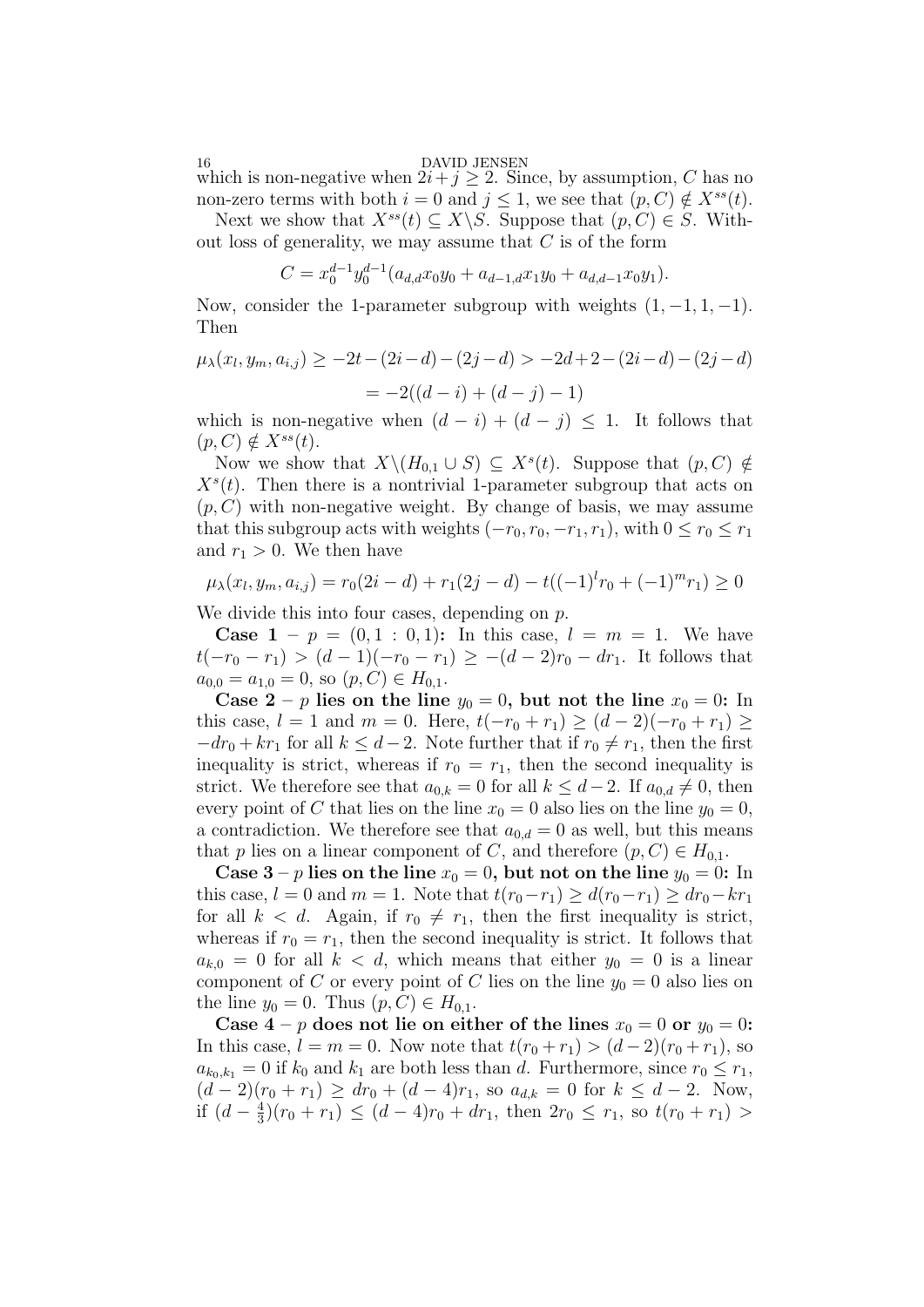which is non-negative when $2i+j \geq 2$. Since, by assumption, $C$ has no non-zero terms with both $i = 0$ and $j \leq 1$, we see that $(p, C) \notin X^{ss}(t)$.

Next we show that $X^{ss}(t) \subseteq X \backslash S$. Suppose that $(p, C) \in S$. Without loss of generality, we may assume that $C$ is of the form

$$C = x_0^{d-1} y_0^{d-1} (a_{d,d} x_0 y_0 + a_{d-1,d} x_1 y_0 + a_{d,d-1} x_0 y_1).$$

Now, consider the 1-parameter subgroup with weights $(1, -1, 1, -1)$. Then

$$\mu_\lambda(x_l, y_m, a_{i,j}) \geq -2t - (2i-d) - (2j-d) > -2d+2-(2i-d)-(2j-d)$$

$$= -2((d-i)+(d-j)-1)$$

which is non-negative when $(d-i)+(d-j) \leq 1$. It follows that $(p, C) \notin X^{ss}(t)$.

Now we show that $X \backslash (H_{0,1} \cup S) \subseteq X^s(t)$. Suppose that $(p, C) \notin X^s(t)$. Then there is a nontrivial 1-parameter subgroup that acts on $(p, C)$ with non-negative weight. By change of basis, we may assume that this subgroup acts with weights $(-r_0, r_0, -r_1, r_1)$, with $0 \leq r_0 \leq r_1$ and $r_1 > 0$. We then have

$$\mu_\lambda(x_l, y_m, a_{i,j}) = r_0(2i-d) + r_1(2j-d) - t((-1)^l r_0 + (-1)^m r_1) \geq 0$$

We divide this into four cases, depending on $p$.

**Case 1 – $p = (0, 1 : 0, 1)$:** In this case, $l = m = 1$. We have $t(-r_0 - r_1) > (d-1)(-r_0 - r_1) \geq -(d-2)r_0 - dr_1$. It follows that $a_{0,0} = a_{1,0} = 0$, so $(p, C) \in H_{0,1}$.

**Case 2 – $p$ lies on the line $y_0 = 0$, but not the line $x_0 = 0$:** In this case, $l = 1$ and $m = 0$. Here, $t(-r_0 + r_1) \geq (d-2)(-r_0 + r_1) \geq -dr_0 + kr_1$ for all $k \leq d-2$. Note further that if $r_0 \neq r_1$, then the first inequality is strict, whereas if $r_0 = r_1$, then the second inequality is strict. We therefore see that $a_{0,k} = 0$ for all $k \leq d-2$. If $a_{0,d} \neq 0$, then every point of $C$ that lies on the line $x_0 = 0$ also lies on the line $y_0 = 0$, a contradiction. We therefore see that $a_{0,d} = 0$ as well, but this means that $p$ lies on a linear component of $C$, and therefore $(p, C) \in H_{0,1}$.

**Case 3 – $p$ lies on the line $x_0 = 0$, but not on the line $y_0 = 0$:** In this case, $l = 0$ and $m = 1$. Note that $t(r_0 - r_1) \geq d(r_0 - r_1) \geq dr_0 - kr_1$ for all $k < d$. Again, if $r_0 \neq r_1$, then the first inequality is strict, whereas if $r_0 = r_1$, then the second inequality is strict. It follows that $a_{k,0} = 0$ for all $k < d$, which means that either $y_0 = 0$ is a linear component of $C$ or every point of $C$ lies on the line $y_0 = 0$ also lies on the line $y_0 = 0$. Thus $(p, C) \in H_{0,1}$.

**Case 4 – $p$ does not lie on either of the lines $x_0 = 0$ or $y_0 = 0$:** In this case, $l = m = 0$. Now note that $t(r_0 + r_1) > (d-2)(r_0 + r_1)$, so $a_{k_0,k_1} = 0$ if $k_0$ and $k_1$ are both less than $d$. Furthermore, since $r_0 \leq r_1$, $(d-2)(r_0 + r_1) \geq dr_0 + (d-4)r_1$, so $a_{d,k} = 0$ for $k \leq d-2$. Now, if $(d - \frac{4}{3})(r_0 + r_1) \leq (d-4)r_0 + dr_1$, then $2r_0 \leq r_1$, so $t(r_0 + r_1) >$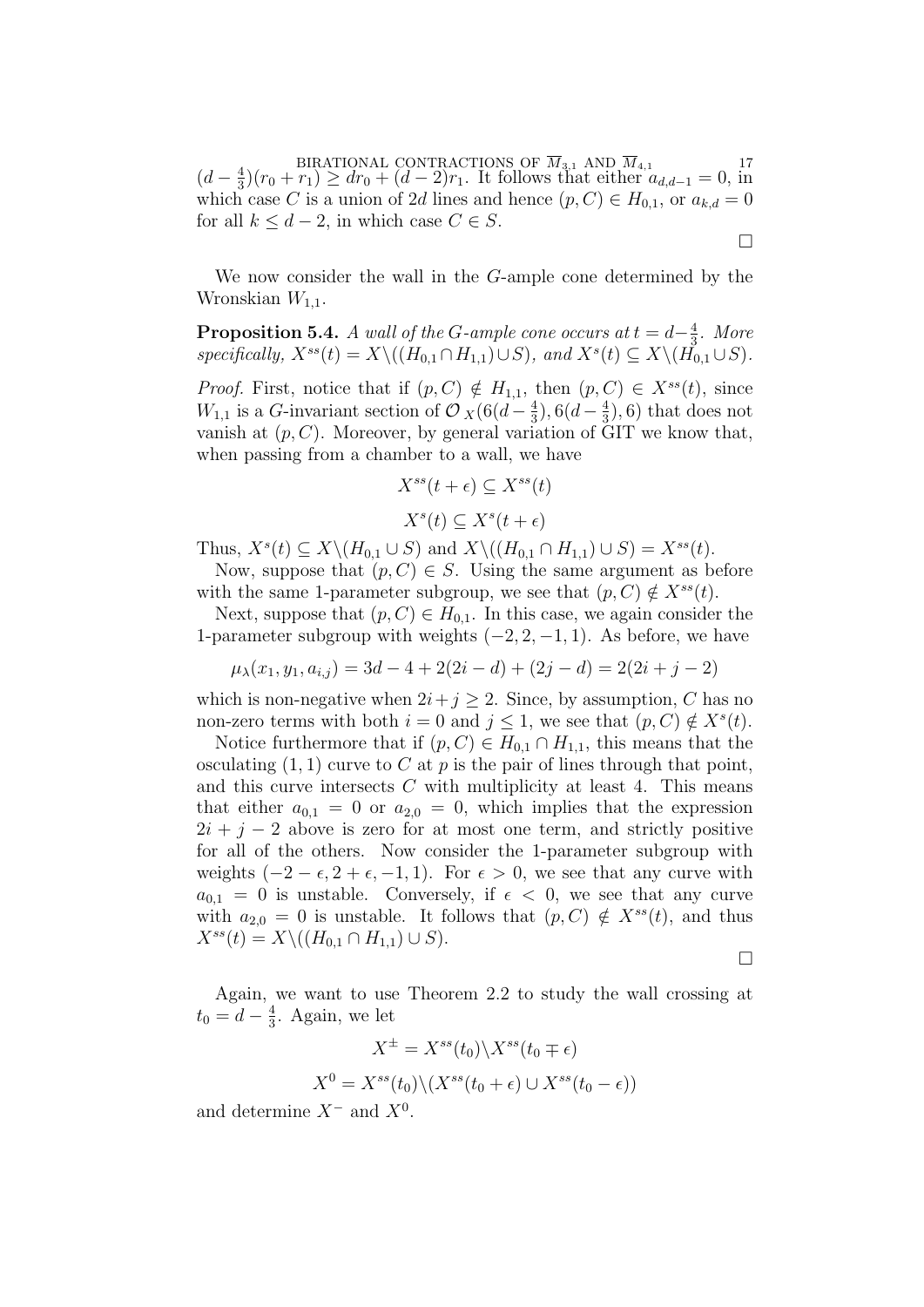$(d-\frac{4}{3})(r_0+r_1) \geq dr_0+(d-2)r_1$. It follows that either $a_{d,d-1}=0$, in which case $C$ is a union of $2d$ lines and hence $(p,C) \in H_{0,1}$, or $a_{k,d}=0$ for all $k \leq d-2$, in which case $C \in S$.

□

We now consider the wall in the $G$-ample cone determined by the Wronskian $W_{1,1}$.

**Proposition 5.4.** *A wall of the $G$-ample cone occurs at $t=d-\frac{4}{3}$. More specifically, $X^{ss}(t) = X \backslash ((H_{0,1} \cap H_{1,1}) \cup S)$, and $X^s(t) \subseteq X \backslash (H_{0,1} \cup S)$.*

*Proof.* First, notice that if $(p,C) \notin H_{1,1}$, then $(p,C) \in X^{ss}(t)$, since $W_{1,1}$ is a $G$-invariant section of $\mathcal{O}_X(6(d-\frac{4}{3}), 6(d-\frac{4}{3}), 6)$ that does not vanish at $(p,C)$. Moreover, by general variation of GIT we know that, when passing from a chamber to a wall, we have

$$X^{ss}(t+\epsilon) \subseteq X^{ss}(t)$$

$$X^s(t) \subseteq X^s(t+\epsilon)$$

Thus, $X^s(t) \subseteq X \backslash (H_{0,1} \cup S)$ and $X \backslash ((H_{0,1} \cap H_{1,1}) \cup S) = X^{ss}(t)$.

Now, suppose that $(p,C) \in S$. Using the same argument as before with the same 1-parameter subgroup, we see that $(p,C) \notin X^{ss}(t)$.

Next, suppose that $(p,C) \in H_{0,1}$. In this case, we again consider the 1-parameter subgroup with weights $(-2,2,-1,1)$. As before, we have

$$\mu_\lambda(x_1, y_1, a_{i,j}) = 3d-4+2(2i-d)+(2j-d) = 2(2i+j-2)$$

which is non-negative when $2i+j \geq 2$. Since, by assumption, $C$ has no non-zero terms with both $i=0$ and $j \leq 1$, we see that $(p,C) \notin X^s(t)$.

Notice furthermore that if $(p,C) \in H_{0,1} \cap H_{1,1}$, this means that the osculating $(1,1)$ curve to $C$ at $p$ is the pair of lines through that point, and this curve intersects $C$ with multiplicity at least 4. This means that either $a_{0,1}=0$ or $a_{2,0}=0$, which implies that the expression $2i+j-2$ above is zero for at most one term, and strictly positive for all of the others. Now consider the 1-parameter subgroup with weights $(-2-\epsilon, 2+\epsilon, -1, 1)$. For $\epsilon > 0$, we see that any curve with $a_{0,1}=0$ is unstable. Conversely, if $\epsilon < 0$, we see that any curve with $a_{2,0}=0$ is unstable. It follows that $(p,C) \notin X^{ss}(t)$, and thus $X^{ss}(t) = X \backslash ((H_{0,1} \cap H_{1,1}) \cup S)$.

□

Again, we want to use Theorem 2.2 to study the wall crossing at $t_0 = d-\frac{4}{3}$. Again, we let

$$X^{\pm} = X^{ss}(t_0) \backslash X^{ss}(t_0 \mp \epsilon)$$

$$X^0 = X^{ss}(t_0) \backslash (X^{ss}(t_0+\epsilon) \cup X^{ss}(t_0-\epsilon))$$

and determine $X^-$ and $X^0$.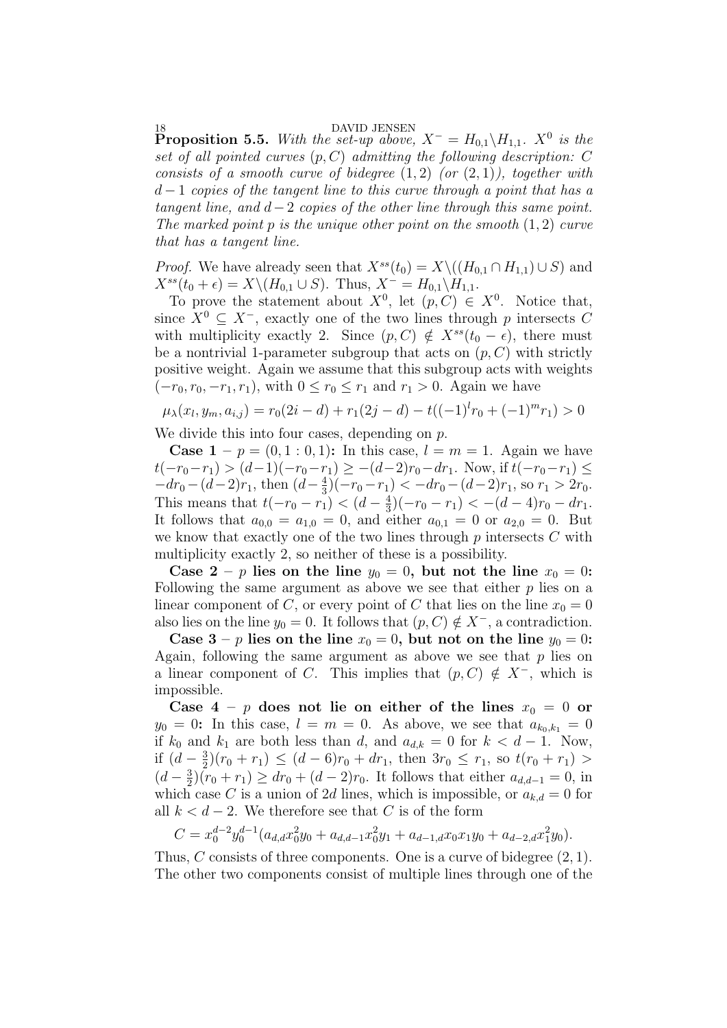**Proposition 5.5.** *With the set-up above, $X^- = H_{0,1}\backslash H_{1,1}$. $X^0$ is the set of all pointed curves $(p, C)$ admitting the following description: $C$ consists of a smooth curve of bidegree $(1, 2)$ (or $(2, 1)$), together with $d-1$ copies of the tangent line to this curve through a point that has a tangent line, and $d-2$ copies of the other line through this same point. The marked point $p$ is the unique other point on the smooth $(1, 2)$ curve that has a tangent line.*

*Proof.* We have already seen that $X^{ss}(t_0) = X\backslash((H_{0,1} \cap H_{1,1}) \cup S)$ and $X^{ss}(t_0 + \epsilon) = X\backslash(H_{0,1} \cup S)$. Thus, $X^- = H_{0,1}\backslash H_{1,1}$.

To prove the statement about $X^0$, let $(p, C) \in X^0$. Notice that, since $X^0 \subseteq X^-$, exactly one of the two lines through $p$ intersects $C$ with multiplicity exactly 2. Since $(p, C) \notin X^{ss}(t_0 - \epsilon)$, there must be a nontrivial 1-parameter subgroup that acts on $(p, C)$ with strictly positive weight. Again we assume that this subgroup acts with weights $(-r_0, r_0, -r_1, r_1)$, with $0 \leq r_0 \leq r_1$ and $r_1 > 0$. Again we have

$$\mu_\lambda(x_l, y_m, a_{i,j}) = r_0(2i - d) + r_1(2j - d) - t((-1)^l r_0 + (-1)^m r_1) > 0$$

We divide this into four cases, depending on $p$.

**Case 1 – $p = (0, 1 : 0, 1)$:** In this case, $l = m = 1$. Again we have $t(-r_0 - r_1) > (d-1)(-r_0 - r_1) \geq -(d-2)r_0 - dr_1$. Now, if $t(-r_0 - r_1) \leq -dr_0 - (d-2)r_1$, then $(d - \frac{4}{3})(-r_0 - r_1) < -dr_0 - (d-2)r_1$, so $r_1 > 2r_0$. This means that $t(-r_0 - r_1) < (d - \frac{4}{3})(-r_0 - r_1) < -(d-4)r_0 - dr_1$. It follows that $a_{0,0} = a_{1,0} = 0$, and either $a_{0,1} = 0$ or $a_{2,0} = 0$. But we know that exactly one of the two lines through $p$ intersects $C$ with multiplicity exactly 2, so neither of these is a possibility.

**Case 2 – $p$ lies on the line $y_0 = 0$, but not the line $x_0 = 0$:** Following the same argument as above we see that either $p$ lies on a linear component of $C$, or every point of $C$ that lies on the line $x_0 = 0$ also lies on the line $y_0 = 0$. It follows that $(p, C) \notin X^-$, a contradiction.

**Case 3 – $p$ lies on the line $x_0 = 0$, but not on the line $y_0 = 0$:** Again, following the same argument as above we see that $p$ lies on a linear component of $C$. This implies that $(p, C) \notin X^-$, which is impossible.

**Case 4 – $p$ does not lie on either of the lines $x_0 = 0$ or $y_0 = 0$:** In this case, $l = m = 0$. As above, we see that $a_{k_0,k_1} = 0$ if $k_0$ and $k_1$ are both less than $d$, and $a_{d,k} = 0$ for $k < d - 1$. Now, if $(d - \frac{3}{2})(r_0 + r_1) \leq (d-6)r_0 + dr_1$, then $3r_0 \leq r_1$, so $t(r_0 + r_1) > (d - \frac{3}{2})(r_0 + r_1) \geq dr_0 + (d-2)r_0$. It follows that either $a_{d,d-1} = 0$, in which case $C$ is a union of $2d$ lines, which is impossible, or $a_{k,d} = 0$ for all $k < d - 2$. We therefore see that $C$ is of the form

$$C = x_0^{d-2} y_0^{d-1}(a_{d,d} x_0^2 y_0 + a_{d,d-1} x_0^2 y_1 + a_{d-1,d} x_0 x_1 y_0 + a_{d-2,d} x_1^2 y_0).$$

Thus, $C$ consists of three components. One is a curve of bidegree $(2, 1)$. The other two components consist of multiple lines through one of the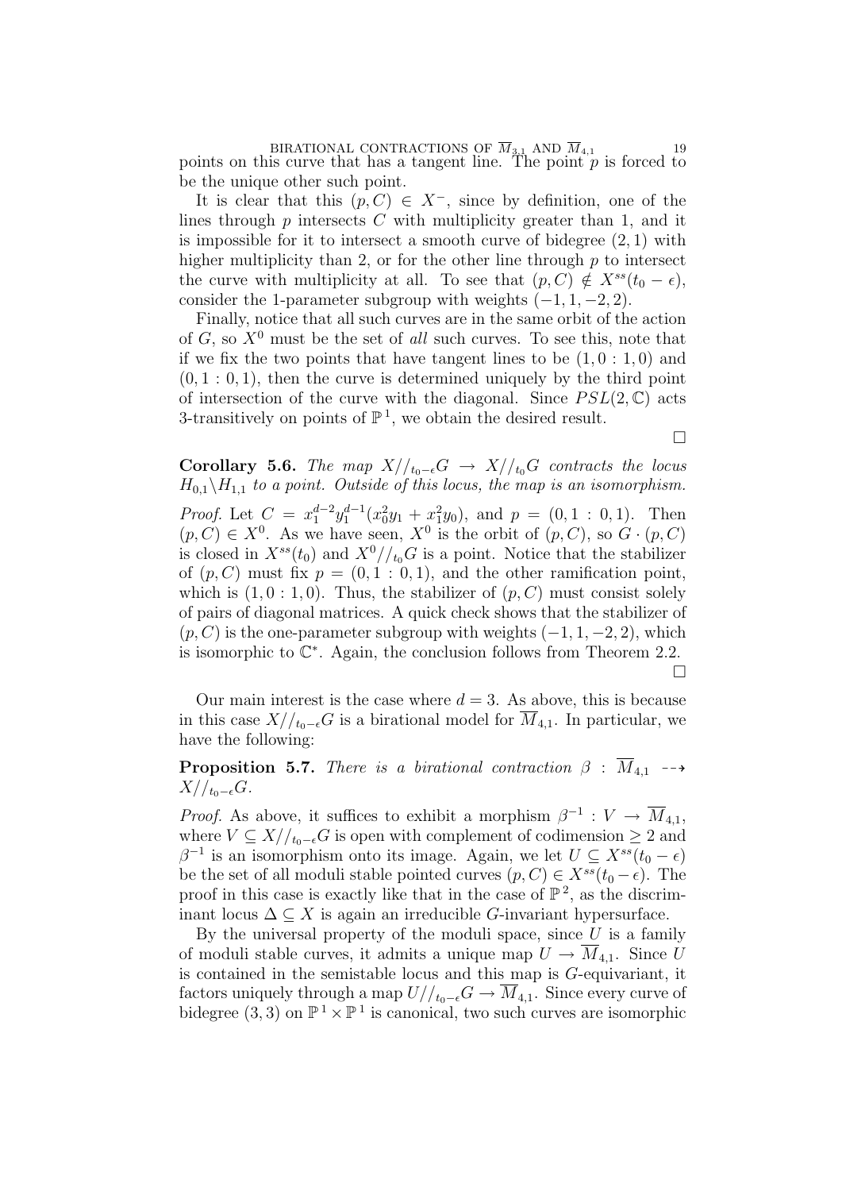points on this curve that has a tangent line. The point $p$ is forced to be the unique other such point.

It is clear that this $(p, C) \in X^-$, since by definition, one of the lines through $p$ intersects $C$ with multiplicity greater than 1, and it is impossible for it to intersect a smooth curve of bidegree $(2, 1)$ with higher multiplicity than 2, or for the other line through $p$ to intersect the curve with multiplicity at all. To see that $(p, C) \notin X^{ss}(t_0 - \epsilon)$, consider the 1-parameter subgroup with weights $(-1, 1, -2, 2)$.

Finally, notice that all such curves are in the same orbit of the action of $G$, so $X^0$ must be the set of *all* such curves. To see this, note that if we fix the two points that have tangent lines to be $(1, 0 : 1, 0)$ and $(0, 1 : 0, 1)$, then the curve is determined uniquely by the third point of intersection of the curve with the diagonal. Since $PSL(2, \mathbb{C})$ acts 3-transitively on points of $\mathbb{P}^1$, we obtain the desired result.

□

**Corollary 5.6.** *The map $X//_{t_0-\epsilon}G \to X//_{t_0}G$ contracts the locus $H_{0,1} \backslash H_{1,1}$ to a point. Outside of this locus, the map is an isomorphism.*

*Proof.* Let $C = x_1^{d-2}y_1^{d-1}(x_0^2 y_1 + x_1^2 y_0)$, and $p = (0, 1 : 0, 1)$. Then $(p, C) \in X^0$. As we have seen, $X^0$ is the orbit of $(p, C)$, so $G \cdot (p, C)$ is closed in $X^{ss}(t_0)$ and $X^0//_{t_0}G$ is a point. Notice that the stabilizer of $(p, C)$ must fix $p = (0, 1 : 0, 1)$, and the other ramification point, which is $(1, 0 : 1, 0)$. Thus, the stabilizer of $(p, C)$ must consist solely of pairs of diagonal matrices. A quick check shows that the stabilizer of $(p, C)$ is the one-parameter subgroup with weights $(-1, 1, -2, 2)$, which is isomorphic to $\mathbb{C}^*$. Again, the conclusion follows from Theorem 2.2.

□

Our main interest is the case where $d = 3$. As above, this is because in this case $X//_{t_0-\epsilon}G$ is a birational model for $\overline{M}_{4,1}$. In particular, we have the following:

**Proposition 5.7.** *There is a birational contraction $\beta : \overline{M}_{4,1} \dashrightarrow X//_{t_0-\epsilon}G$.*

*Proof.* As above, it suffices to exhibit a morphism $\beta^{-1} : V \to \overline{M}_{4,1}$, where $V \subseteq X//_{t_0-\epsilon}G$ is open with complement of codimension $\geq 2$ and $\beta^{-1}$ is an isomorphism onto its image. Again, we let $U \subseteq X^{ss}(t_0 - \epsilon)$ be the set of all moduli stable pointed curves $(p, C) \in X^{ss}(t_0 - \epsilon)$. The proof in this case is exactly like that in the case of $\mathbb{P}^2$, as the discriminant locus $\Delta \subseteq X$ is again an irreducible $G$-invariant hypersurface.

By the universal property of the moduli space, since $U$ is a family of moduli stable curves, it admits a unique map $U \to \overline{M}_{4,1}$. Since $U$ is contained in the semistable locus and this map is $G$-equivariant, it factors uniquely through a map $U//_{t_0-\epsilon}G \to \overline{M}_{4,1}$. Since every curve of bidegree $(3, 3)$ on $\mathbb{P}^1 \times \mathbb{P}^1$ is canonical, two such curves are isomorphic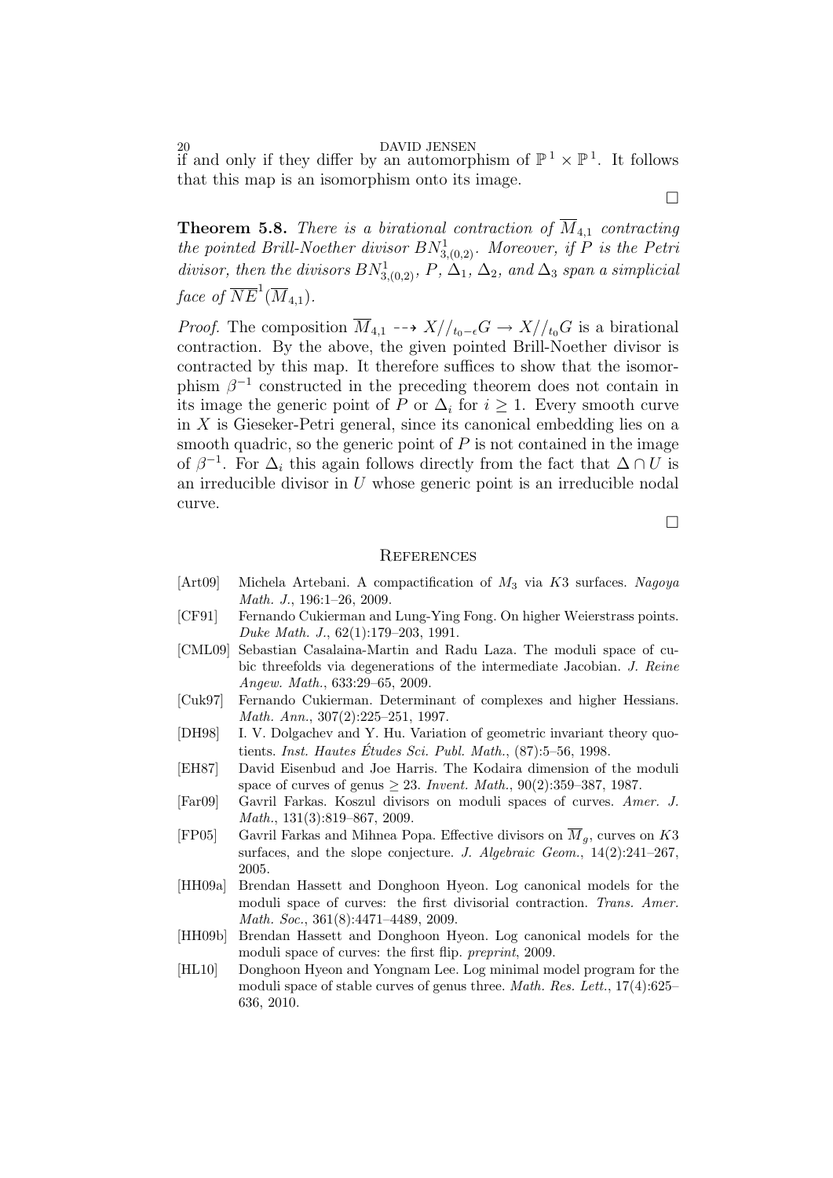if and only if they differ by an automorphism of $\mathbb{P}^1 \times \mathbb{P}^1$. It follows that this map is an isomorphism onto its image.

□

**Theorem 5.8.** *There is a birational contraction of $\overline{M}_{4,1}$ contracting the pointed Brill-Noether divisor $BN^1_{3,(0,2)}$. Moreover, if $P$ is the Petri divisor, then the divisors $BN^1_{3,(0,2)}$, $P$, $\Delta_1$, $\Delta_2$, and $\Delta_3$ span a simplicial face of $\overline{NE}^1(\overline{M}_{4,1})$.*

*Proof.* The composition $\overline{M}_{4,1} \dashrightarrow X//_{t_0-\epsilon}G \rightarrow X//_{t_0}G$ is a birational contraction. By the above, the given pointed Brill-Noether divisor is contracted by this map. It therefore suffices to show that the isomorphism $\beta^{-1}$ constructed in the preceding theorem does not contain in its image the generic point of $P$ or $\Delta_i$ for $i \geq 1$. Every smooth curve in $X$ is Gieseker-Petri general, since its canonical embedding lies on a smooth quadric, so the generic point of $P$ is not contained in the image of $\beta^{-1}$. For $\Delta_i$ this again follows directly from the fact that $\Delta \cap U$ is an irreducible divisor in $U$ whose generic point is an irreducible nodal curve.

□

## References

- [Art09] Michela Artebani. A compactification of $M_3$ via $K3$ surfaces. *Nagoya Math. J.*, 196:1–26, 2009.
- [CF91] Fernando Cukierman and Lung-Ying Fong. On higher Weierstrass points. *Duke Math. J.*, 62(1):179–203, 1991.
- [CML09] Sebastian Casalaina-Martin and Radu Laza. The moduli space of cubic threefolds via degenerations of the intermediate Jacobian. *J. Reine Angew. Math.*, 633:29–65, 2009.
- [Cuk97] Fernando Cukierman. Determinant of complexes and higher Hessians. *Math. Ann.*, 307(2):225–251, 1997.
- [DH98] I. V. Dolgachev and Y. Hu. Variation of geometric invariant theory quotients. *Inst. Hautes Études Sci. Publ. Math.*, (87):5–56, 1998.
- [EH87] David Eisenbud and Joe Harris. The Kodaira dimension of the moduli space of curves of genus $\geq 23$. *Invent. Math.*, 90(2):359–387, 1987.
- [Far09] Gavril Farkas. Koszul divisors on moduli spaces of curves. *Amer. J. Math.*, 131(3):819–867, 2009.
- [FP05] Gavril Farkas and Mihnea Popa. Effective divisors on $\overline{M}_g$, curves on $K3$ surfaces, and the slope conjecture. *J. Algebraic Geom.*, 14(2):241–267, 2005.
- [HH09a] Brendan Hassett and Donghoon Hyeon. Log canonical models for the moduli space of curves: the first divisorial contraction. *Trans. Amer. Math. Soc.*, 361(8):4471–4489, 2009.
- [HH09b] Brendan Hassett and Donghoon Hyeon. Log canonical models for the moduli space of curves: the first flip. *preprint*, 2009.
- [HL10] Donghoon Hyeon and Yongnam Lee. Log minimal model program for the moduli space of stable curves of genus three. *Math. Res. Lett.*, 17(4):625–636, 2010.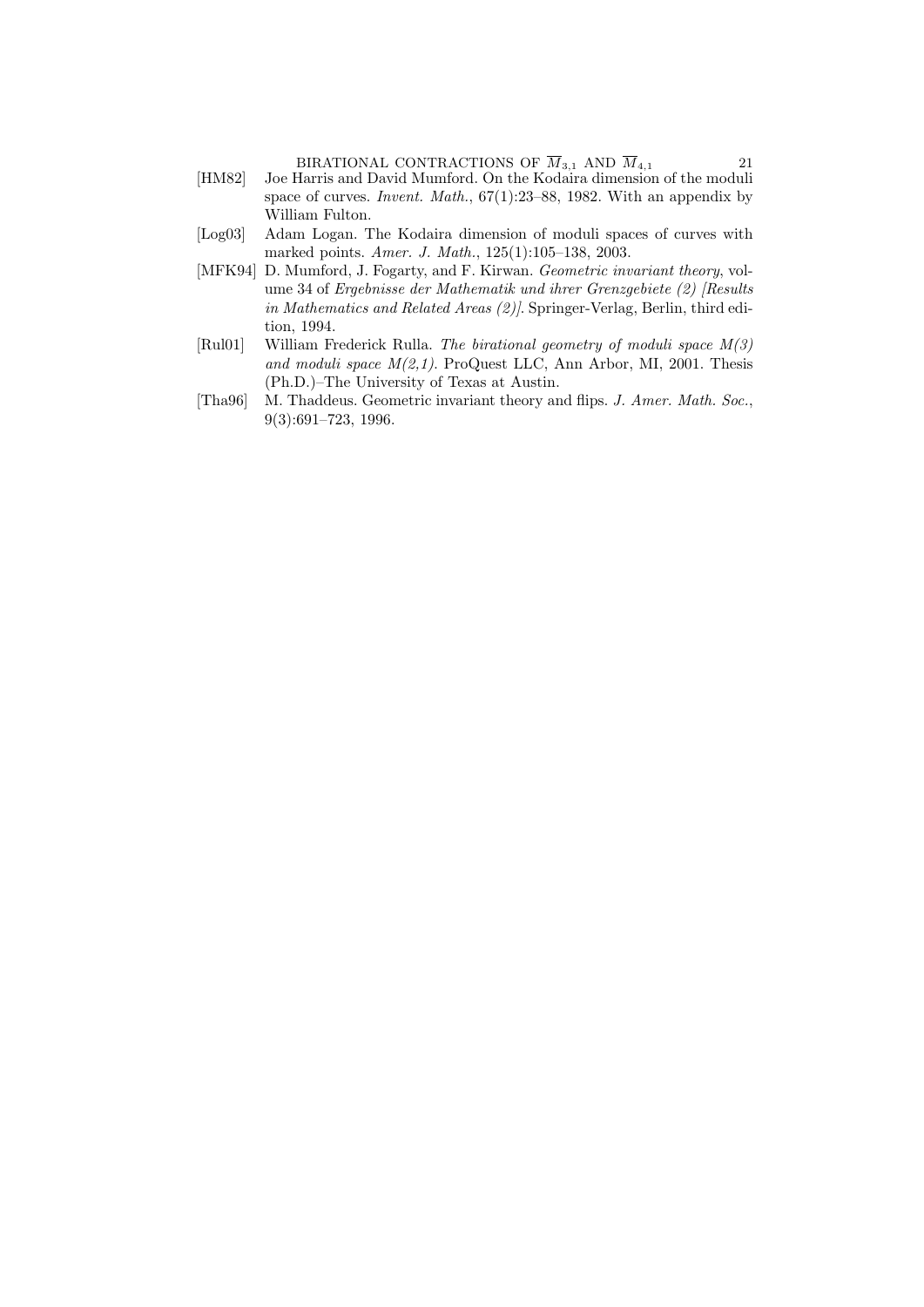[HM82] Joe Harris and David Mumford. On the Kodaira dimension of the moduli space of curves. *Invent. Math.*, 67(1):23–88, 1982. With an appendix by William Fulton.

[Log03] Adam Logan. The Kodaira dimension of moduli spaces of curves with marked points. *Amer. J. Math.*, 125(1):105–138, 2003.

[MFK94] D. Mumford, J. Fogarty, and F. Kirwan. *Geometric invariant theory*, volume 34 of *Ergebnisse der Mathematik und ihrer Grenzgebiete (2) [Results in Mathematics and Related Areas (2)]*. Springer-Verlag, Berlin, third edition, 1994.

[Rul01] William Frederick Rulla. *The birational geometry of moduli space M(3) and moduli space M(2,1)*. ProQuest LLC, Ann Arbor, MI, 2001. Thesis (Ph.D.)–The University of Texas at Austin.

[Tha96] M. Thaddeus. Geometric invariant theory and flips. *J. Amer. Math. Soc.*, 9(3):691–723, 1996.